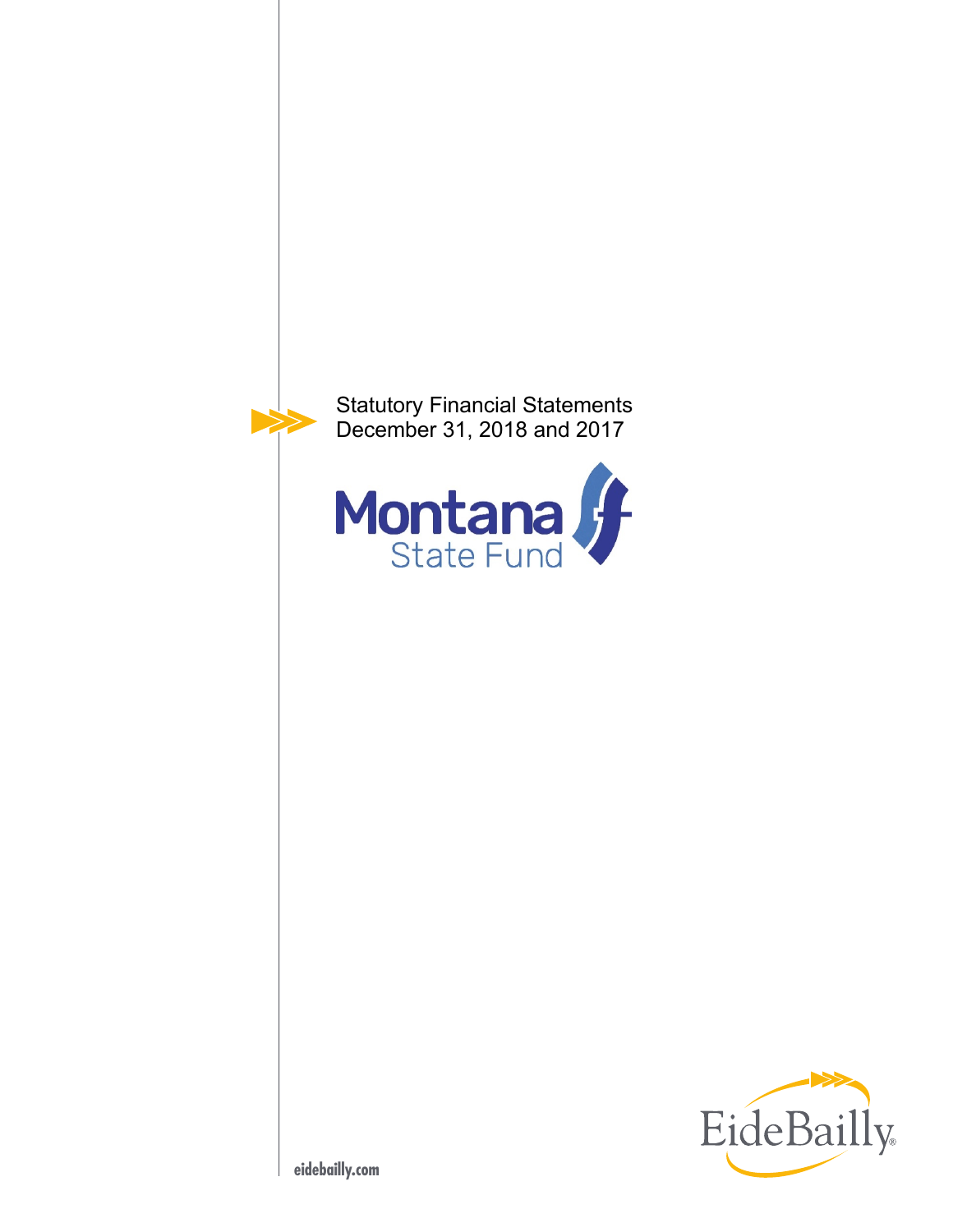Statutory Financial Statements
December 31, 2018 and 2017

Montana State Fund

EideBailly

eidebailly.com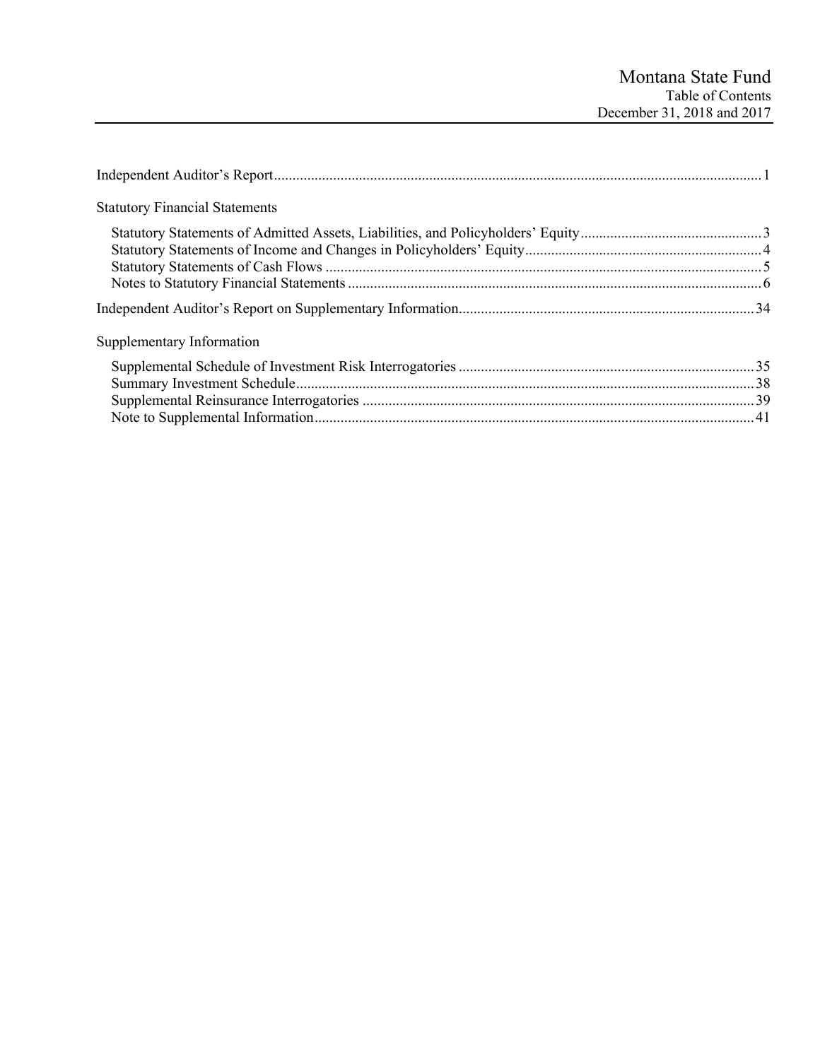# Montana State Fund

## Table of Contents

December 31, 2018 and 2017

| | |
|---|---|
| Independent Auditor's Report | 1 |
| **Statutory Financial Statements** | |
| Statutory Statements of Admitted Assets, Liabilities, and Policyholders' Equity | 3 |
| Statutory Statements of Income and Changes in Policyholders' Equity | 4 |
| Statutory Statements of Cash Flows | 5 |
| Notes to Statutory Financial Statements | 6 |
| Independent Auditor's Report on Supplementary Information | 34 |
| **Supplementary Information** | |
| Supplemental Schedule of Investment Risk Interrogatories | 35 |
| Summary Investment Schedule | 38 |
| Supplemental Reinsurance Interrogatories | 39 |
| Note to Supplemental Information | 41 |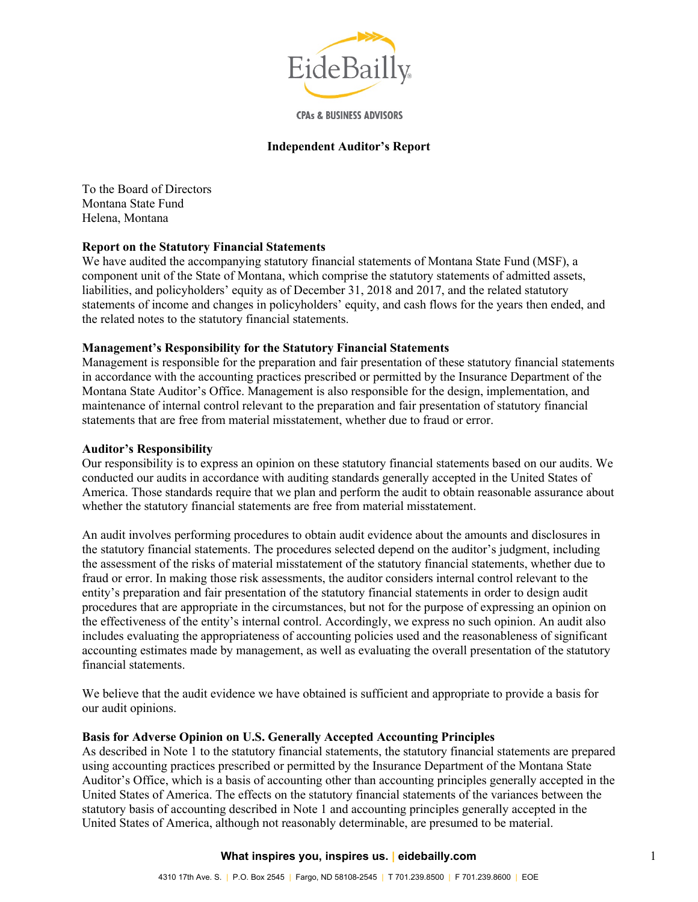EideBailly

CPAs & BUSINESS ADVISORS

# Independent Auditor's Report

To the Board of Directors
Montana State Fund
Helena, Montana

**Report on the Statutory Financial Statements**

We have audited the accompanying statutory financial statements of Montana State Fund (MSF), a component unit of the State of Montana, which comprise the statutory statements of admitted assets, liabilities, and policyholders' equity as of December 31, 2018 and 2017, and the related statutory statements of income and changes in policyholders' equity, and cash flows for the years then ended, and the related notes to the statutory financial statements.

**Management's Responsibility for the Statutory Financial Statements**

Management is responsible for the preparation and fair presentation of these statutory financial statements in accordance with the accounting practices prescribed or permitted by the Insurance Department of the Montana State Auditor's Office. Management is also responsible for the design, implementation, and maintenance of internal control relevant to the preparation and fair presentation of statutory financial statements that are free from material misstatement, whether due to fraud or error.

**Auditor's Responsibility**

Our responsibility is to express an opinion on these statutory financial statements based on our audits. We conducted our audits in accordance with auditing standards generally accepted in the United States of America. Those standards require that we plan and perform the audit to obtain reasonable assurance about whether the statutory financial statements are free from material misstatement.

An audit involves performing procedures to obtain audit evidence about the amounts and disclosures in the statutory financial statements. The procedures selected depend on the auditor's judgment, including the assessment of the risks of material misstatement of the statutory financial statements, whether due to fraud or error. In making those risk assessments, the auditor considers internal control relevant to the entity's preparation and fair presentation of the statutory financial statements in order to design audit procedures that are appropriate in the circumstances, but not for the purpose of expressing an opinion on the effectiveness of the entity's internal control. Accordingly, we express no such opinion. An audit also includes evaluating the appropriateness of accounting policies used and the reasonableness of significant accounting estimates made by management, as well as evaluating the overall presentation of the statutory financial statements.

We believe that the audit evidence we have obtained is sufficient and appropriate to provide a basis for our audit opinions.

**Basis for Adverse Opinion on U.S. Generally Accepted Accounting Principles**

As described in Note 1 to the statutory financial statements, the statutory financial statements are prepared using accounting practices prescribed or permitted by the Insurance Department of the Montana State Auditor's Office, which is a basis of accounting other than accounting principles generally accepted in the United States of America. The effects on the statutory financial statements of the variances between the statutory basis of accounting described in Note 1 and accounting principles generally accepted in the United States of America, although not reasonably determinable, are presumed to be material.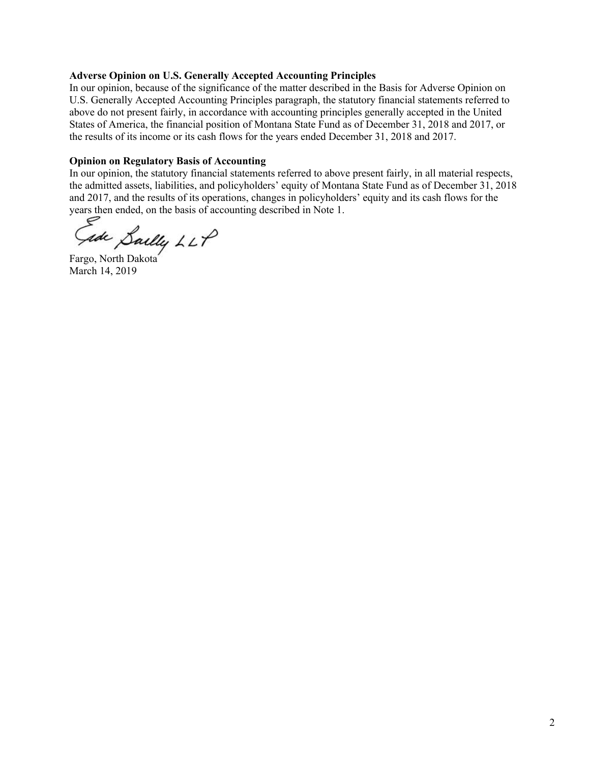**Adverse Opinion on U.S. Generally Accepted Accounting Principles**

In our opinion, because of the significance of the matter described in the Basis for Adverse Opinion on U.S. Generally Accepted Accounting Principles paragraph, the statutory financial statements referred to above do not present fairly, in accordance with accounting principles generally accepted in the United States of America, the financial position of Montana State Fund as of December 31, 2018 and 2017, or the results of its income or its cash flows for the years ended December 31, 2018 and 2017.

**Opinion on Regulatory Basis of Accounting**

In our opinion, the statutory financial statements referred to above present fairly, in all material respects, the admitted assets, liabilities, and policyholders' equity of Montana State Fund as of December 31, 2018 and 2017, and the results of its operations, changes in policyholders' equity and its cash flows for the years then ended, on the basis of accounting described in Note 1.

Eide Bailly LLP

Fargo, North Dakota
March 14, 2019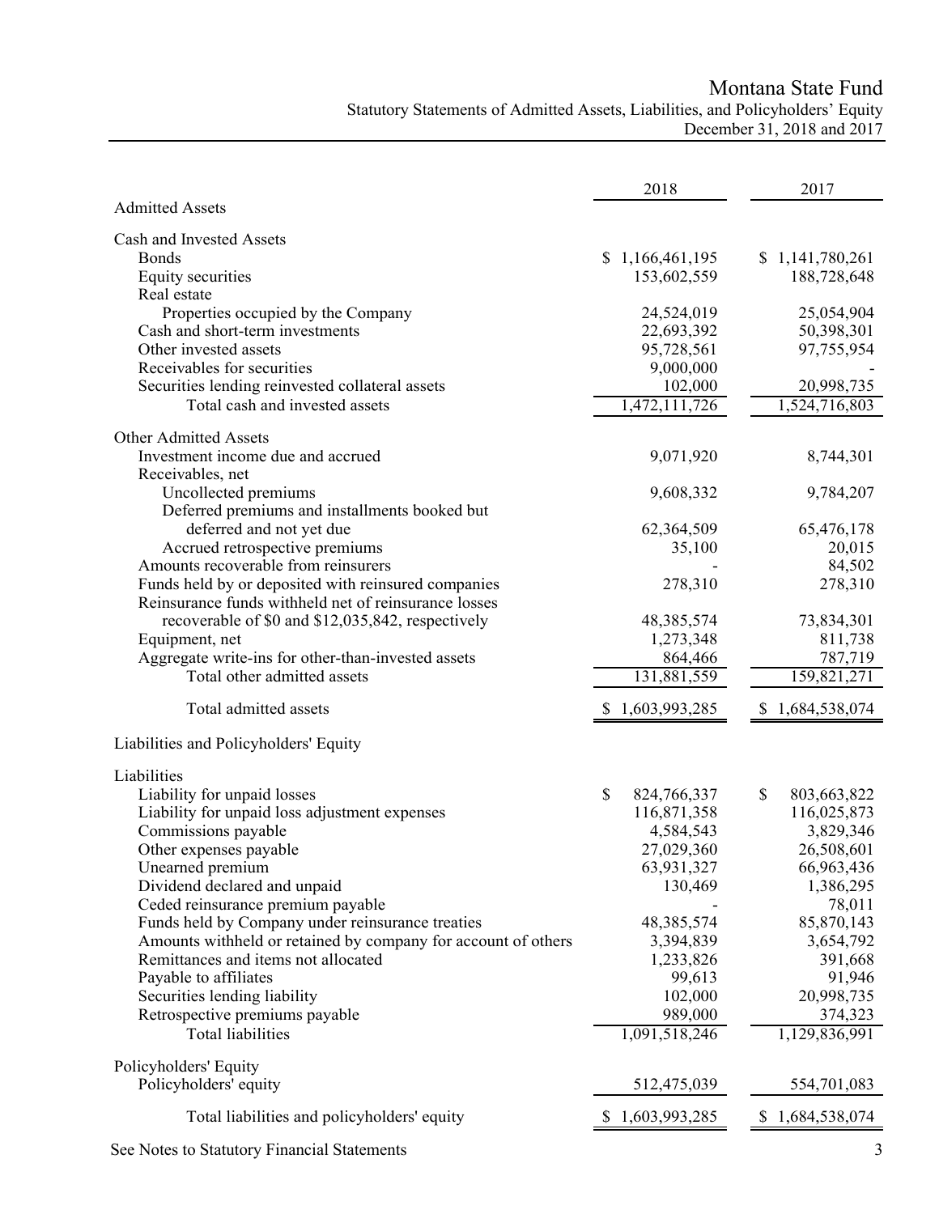# Montana State Fund

## Statutory Statements of Admitted Assets, Liabilities, and Policyholders' Equity

December 31, 2018 and 2017

| | 2018 | 2017 |
|---|---|---|
| **Admitted Assets** | | |
| Cash and Invested Assets | | |
| Bonds | $ 1,166,461,195 | $ 1,141,780,261 |
| Equity securities | 153,602,559 | 188,728,648 |
| Real estate | | |
| Properties occupied by the Company | 24,524,019 | 25,054,904 |
| Cash and short-term investments | 22,693,392 | 50,398,301 |
| Other invested assets | 95,728,561 | 97,755,954 |
| Receivables for securities | 9,000,000 | - |
| Securities lending reinvested collateral assets | 102,000 | 20,998,735 |
| Total cash and invested assets | 1,472,111,726 | 1,524,716,803 |
| Other Admitted Assets | | |
| Investment income due and accrued | 9,071,920 | 8,744,301 |
| Receivables, net | | |
| Uncollected premiums | 9,608,332 | 9,784,207 |
| Deferred premiums and installments booked but deferred and not yet due | 62,364,509 | 65,476,178 |
| Accrued retrospective premiums | 35,100 | 20,015 |
| Amounts recoverable from reinsurers | - | 84,502 |
| Funds held by or deposited with reinsured companies | 278,310 | 278,310 |
| Reinsurance funds withheld net of reinsurance losses recoverable of $0 and $12,035,842, respectively | 48,385,574 | 73,834,301 |
| Equipment, net | 1,273,348 | 811,738 |
| Aggregate write-ins for other-than-invested assets | 864,466 | 787,719 |
| Total other admitted assets | 131,881,559 | 159,821,271 |
| Total admitted assets | $ 1,603,993,285 | $ 1,684,538,074 |
| **Liabilities and Policyholders' Equity** | | |
| Liabilities | | |
| Liability for unpaid losses | $ 824,766,337 | $ 803,663,822 |
| Liability for unpaid loss adjustment expenses | 116,871,358 | 116,025,873 |
| Commissions payable | 4,584,543 | 3,829,346 |
| Other expenses payable | 27,029,360 | 26,508,601 |
| Unearned premium | 63,931,327 | 66,963,436 |
| Dividend declared and unpaid | 130,469 | 1,386,295 |
| Ceded reinsurance premium payable | - | 78,011 |
| Funds held by Company under reinsurance treaties | 48,385,574 | 85,870,143 |
| Amounts withheld or retained by company for account of others | 3,394,839 | 3,654,792 |
| Remittances and items not allocated | 1,233,826 | 391,668 |
| Payable to affiliates | 99,613 | 91,946 |
| Securities lending liability | 102,000 | 20,998,735 |
| Retrospective premiums payable | 989,000 | 374,323 |
| Total liabilities | 1,091,518,246 | 1,129,836,991 |
| Policyholders' Equity | | |
| Policyholders' equity | 512,475,039 | 554,701,083 |
| Total liabilities and policyholders' equity | $ 1,603,993,285 | $ 1,684,538,074 |

See Notes to Statutory Financial Statements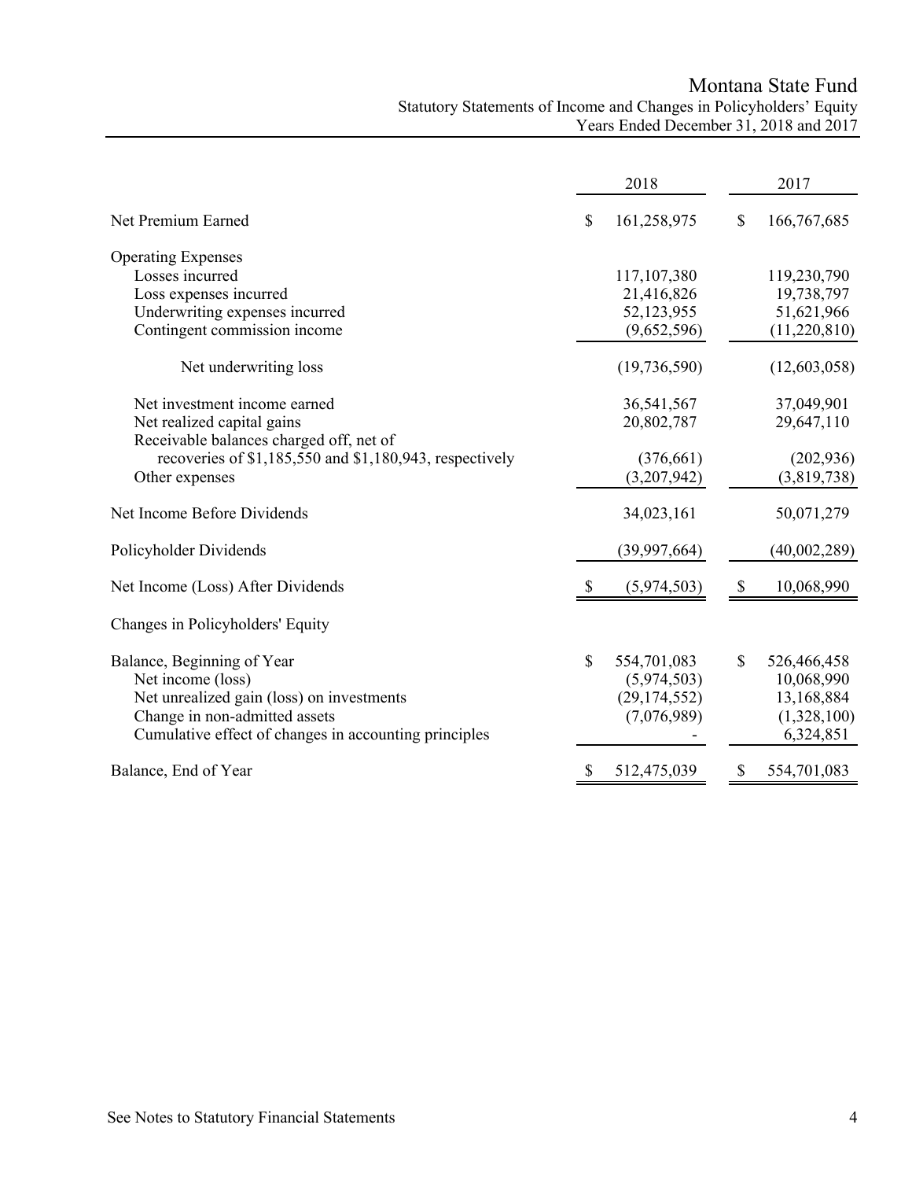# Montana State Fund

## Statutory Statements of Income and Changes in Policyholders' Equity

### Years Ended December 31, 2018 and 2017

| | 2018 | 2017 |
|---|---|---|
| Net Premium Earned | $ 161,258,975 | $ 166,767,685 |
| Operating Expenses | | |
| Losses incurred | 117,107,380 | 119,230,790 |
| Loss expenses incurred | 21,416,826 | 19,738,797 |
| Underwriting expenses incurred | 52,123,955 | 51,621,966 |
| Contingent commission income | (9,652,596) | (11,220,810) |
| Net underwriting loss | (19,736,590) | (12,603,058) |
| Net investment income earned | 36,541,567 | 37,049,901 |
| Net realized capital gains | 20,802,787 | 29,647,110 |
| Receivable balances charged off, net of recoveries of $1,185,550 and $1,180,943, respectively | (376,661) | (202,936) |
| Other expenses | (3,207,942) | (3,819,738) |
| Net Income Before Dividends | 34,023,161 | 50,071,279 |
| Policyholder Dividends | (39,997,664) | (40,002,289) |
| Net Income (Loss) After Dividends | $ (5,974,503) | $ 10,068,990 |
| Changes in Policyholders' Equity | | |
| Balance, Beginning of Year | $ 554,701,083 | $ 526,466,458 |
| Net income (loss) | (5,974,503) | 10,068,990 |
| Net unrealized gain (loss) on investments | (29,174,552) | 13,168,884 |
| Change in non-admitted assets | (7,076,989) | (1,328,100) |
| Cumulative effect of changes in accounting principles | - | 6,324,851 |
| Balance, End of Year | $ 512,475,039 | $ 554,701,083 |

See Notes to Statutory Financial Statements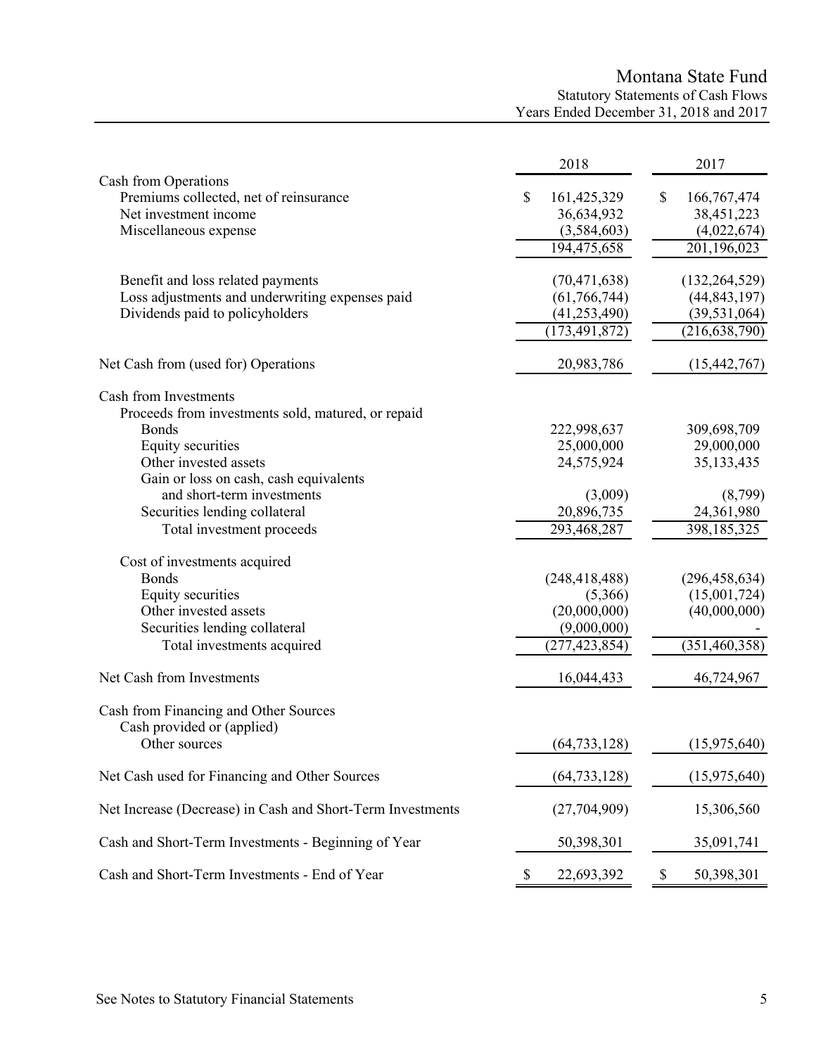# Montana State Fund

## Statutory Statements of Cash Flows

### Years Ended December 31, 2018 and 2017

| | 2018 | 2017 |
|---|---|---|
| **Cash from Operations** | | |
| Premiums collected, net of reinsurance | $ 161,425,329 | $ 166,767,474 |
| Net investment income | 36,634,932 | 38,451,223 |
| Miscellaneous expense | (3,584,603) | (4,022,674) |
| | 194,475,658 | 201,196,023 |
| Benefit and loss related payments | (70,471,638) | (132,264,529) |
| Loss adjustments and underwriting expenses paid | (61,766,744) | (44,843,197) |
| Dividends paid to policyholders | (41,253,490) | (39,531,064) |
| | (173,491,872) | (216,638,790) |
| **Net Cash from (used for) Operations** | 20,983,786 | (15,442,767) |
| **Cash from Investments** | | |
| Proceeds from investments sold, matured, or repaid | | |
| Bonds | 222,998,637 | 309,698,709 |
| Equity securities | 25,000,000 | 29,000,000 |
| Other invested assets | 24,575,924 | 35,133,435 |
| Gain or loss on cash, cash equivalents and short-term investments | (3,009) | (8,799) |
| Securities lending collateral | 20,896,735 | 24,361,980 |
| Total investment proceeds | 293,468,287 | 398,185,325 |
| Cost of investments acquired | | |
| Bonds | (248,418,488) | (296,458,634) |
| Equity securities | (5,366) | (15,001,724) |
| Other invested assets | (20,000,000) | (40,000,000) |
| Securities lending collateral | (9,000,000) | - |
| Total investments acquired | (277,423,854) | (351,460,358) |
| **Net Cash from Investments** | 16,044,433 | 46,724,967 |
| **Cash from Financing and Other Sources** | | |
| Cash provided or (applied) | | |
| Other sources | (64,733,128) | (15,975,640) |
| **Net Cash used for Financing and Other Sources** | (64,733,128) | (15,975,640) |
| **Net Increase (Decrease) in Cash and Short-Term Investments** | (27,704,909) | 15,306,560 |
| Cash and Short-Term Investments - Beginning of Year | 50,398,301 | 35,091,741 |
| **Cash and Short-Term Investments - End of Year** | $ 22,693,392 | $ 50,398,301 |

See Notes to Statutory Financial Statements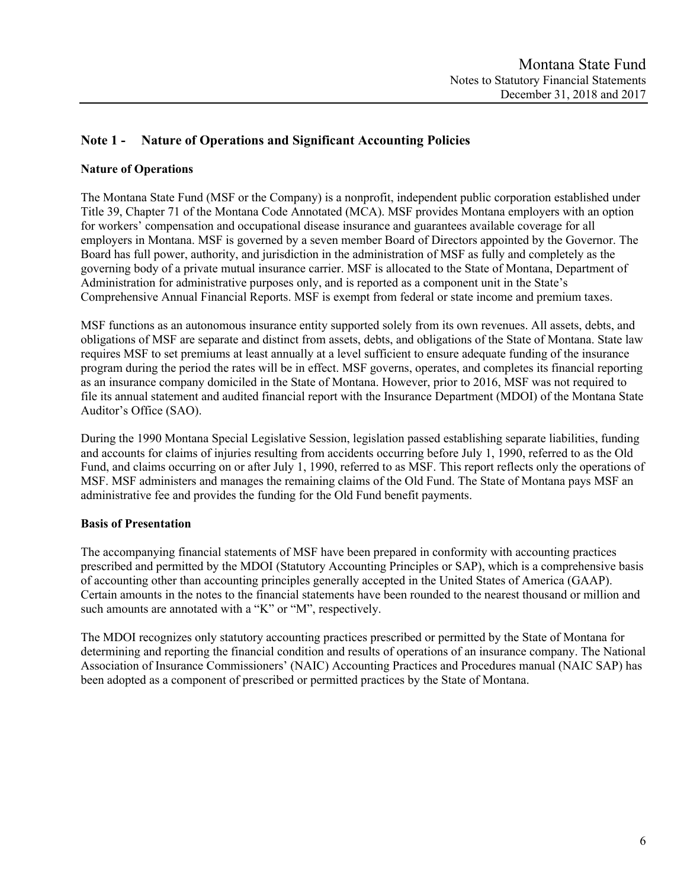## Note 1 - Nature of Operations and Significant Accounting Policies

### Nature of Operations

The Montana State Fund (MSF or the Company) is a nonprofit, independent public corporation established under Title 39, Chapter 71 of the Montana Code Annotated (MCA). MSF provides Montana employers with an option for workers' compensation and occupational disease insurance and guarantees available coverage for all employers in Montana. MSF is governed by a seven member Board of Directors appointed by the Governor. The Board has full power, authority, and jurisdiction in the administration of MSF as fully and completely as the governing body of a private mutual insurance carrier. MSF is allocated to the State of Montana, Department of Administration for administrative purposes only, and is reported as a component unit in the State's Comprehensive Annual Financial Reports. MSF is exempt from federal or state income and premium taxes.

MSF functions as an autonomous insurance entity supported solely from its own revenues. All assets, debts, and obligations of MSF are separate and distinct from assets, debts, and obligations of the State of Montana. State law requires MSF to set premiums at least annually at a level sufficient to ensure adequate funding of the insurance program during the period the rates will be in effect. MSF governs, operates, and completes its financial reporting as an insurance company domiciled in the State of Montana. However, prior to 2016, MSF was not required to file its annual statement and audited financial report with the Insurance Department (MDOI) of the Montana State Auditor's Office (SAO).

During the 1990 Montana Special Legislative Session, legislation passed establishing separate liabilities, funding and accounts for claims of injuries resulting from accidents occurring before July 1, 1990, referred to as the Old Fund, and claims occurring on or after July 1, 1990, referred to as MSF. This report reflects only the operations of MSF. MSF administers and manages the remaining claims of the Old Fund. The State of Montana pays MSF an administrative fee and provides the funding for the Old Fund benefit payments.

### Basis of Presentation

The accompanying financial statements of MSF have been prepared in conformity with accounting practices prescribed and permitted by the MDOI (Statutory Accounting Principles or SAP), which is a comprehensive basis of accounting other than accounting principles generally accepted in the United States of America (GAAP). Certain amounts in the notes to the financial statements have been rounded to the nearest thousand or million and such amounts are annotated with a "K" or "M", respectively.

The MDOI recognizes only statutory accounting practices prescribed or permitted by the State of Montana for determining and reporting the financial condition and results of operations of an insurance company. The National Association of Insurance Commissioners' (NAIC) Accounting Practices and Procedures manual (NAIC SAP) has been adopted as a component of prescribed or permitted practices by the State of Montana.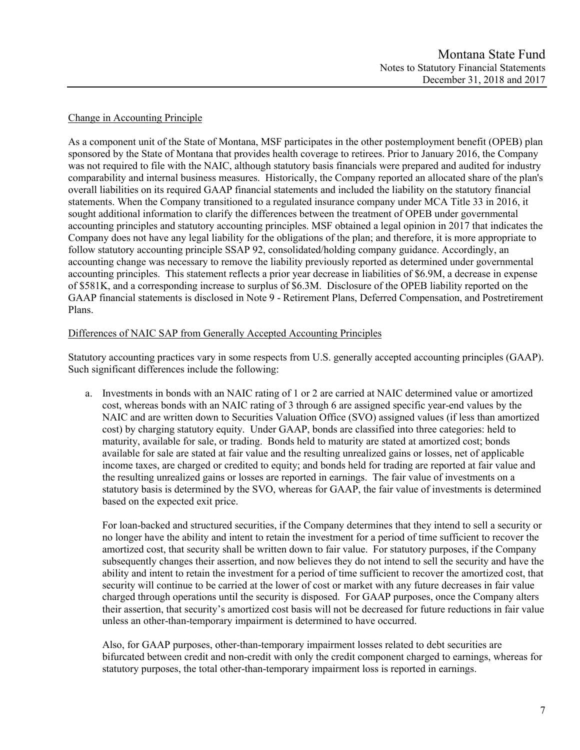## Change in Accounting Principle

As a component unit of the State of Montana, MSF participates in the other postemployment benefit (OPEB) plan sponsored by the State of Montana that provides health coverage to retirees. Prior to January 2016, the Company was not required to file with the NAIC, although statutory basis financials were prepared and audited for industry comparability and internal business measures. Historically, the Company reported an allocated share of the plan's overall liabilities on its required GAAP financial statements and included the liability on the statutory financial statements. When the Company transitioned to a regulated insurance company under MCA Title 33 in 2016, it sought additional information to clarify the differences between the treatment of OPEB under governmental accounting principles and statutory accounting principles. MSF obtained a legal opinion in 2017 that indicates the Company does not have any legal liability for the obligations of the plan; and therefore, it is more appropriate to follow statutory accounting principle SSAP 92, consolidated/holding company guidance. Accordingly, an accounting change was necessary to remove the liability previously reported as determined under governmental accounting principles. This statement reflects a prior year decrease in liabilities of $6.9M, a decrease in expense of $581K, and a corresponding increase to surplus of $6.3M. Disclosure of the OPEB liability reported on the GAAP financial statements is disclosed in Note 9 - Retirement Plans, Deferred Compensation, and Postretirement Plans.

## Differences of NAIC SAP from Generally Accepted Accounting Principles

Statutory accounting practices vary in some respects from U.S. generally accepted accounting principles (GAAP). Such significant differences include the following:

a. Investments in bonds with an NAIC rating of 1 or 2 are carried at NAIC determined value or amortized cost, whereas bonds with an NAIC rating of 3 through 6 are assigned specific year-end values by the NAIC and are written down to Securities Valuation Office (SVO) assigned values (if less than amortized cost) by charging statutory equity. Under GAAP, bonds are classified into three categories: held to maturity, available for sale, or trading. Bonds held to maturity are stated at amortized cost; bonds available for sale are stated at fair value and the resulting unrealized gains or losses, net of applicable income taxes, are charged or credited to equity; and bonds held for trading are reported at fair value and the resulting unrealized gains or losses are reported in earnings. The fair value of investments on a statutory basis is determined by the SVO, whereas for GAAP, the fair value of investments is determined based on the expected exit price.

   For loan-backed and structured securities, if the Company determines that they intend to sell a security or no longer have the ability and intent to retain the investment for a period of time sufficient to recover the amortized cost, that security shall be written down to fair value. For statutory purposes, if the Company subsequently changes their assertion, and now believes they do not intend to sell the security and have the ability and intent to retain the investment for a period of time sufficient to recover the amortized cost, that security will continue to be carried at the lower of cost or market with any future decreases in fair value charged through operations until the security is disposed. For GAAP purposes, once the Company alters their assertion, that security's amortized cost basis will not be decreased for future reductions in fair value unless an other-than-temporary impairment is determined to have occurred.

   Also, for GAAP purposes, other-than-temporary impairment losses related to debt securities are bifurcated between credit and non-credit with only the credit component charged to earnings, whereas for statutory purposes, the total other-than-temporary impairment loss is reported in earnings.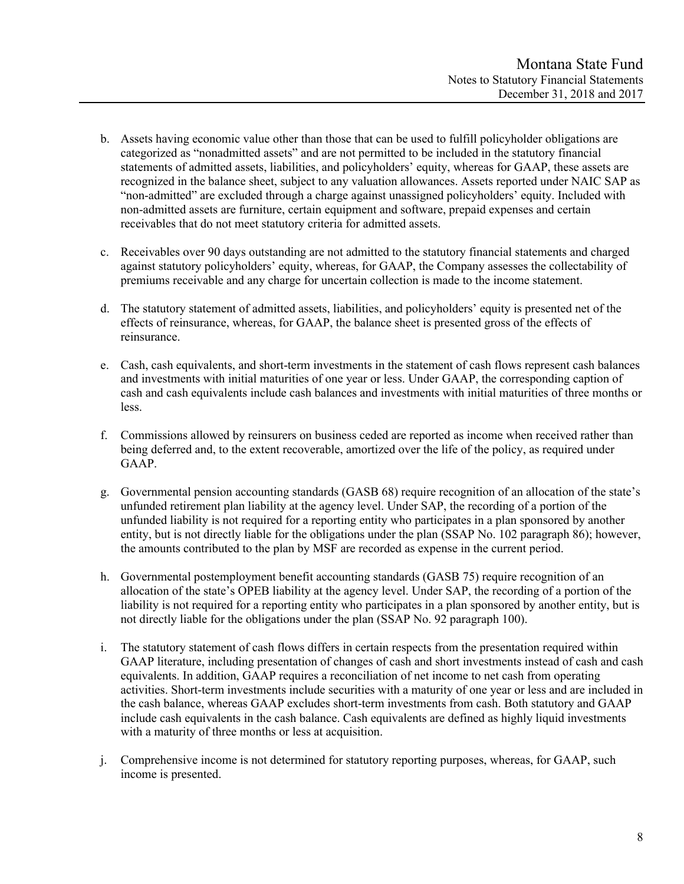b. Assets having economic value other than those that can be used to fulfill policyholder obligations are categorized as "nonadmitted assets" and are not permitted to be included in the statutory financial statements of admitted assets, liabilities, and policyholders' equity, whereas for GAAP, these assets are recognized in the balance sheet, subject to any valuation allowances. Assets reported under NAIC SAP as "non-admitted" are excluded through a charge against unassigned policyholders' equity. Included with non-admitted assets are furniture, certain equipment and software, prepaid expenses and certain receivables that do not meet statutory criteria for admitted assets.

c. Receivables over 90 days outstanding are not admitted to the statutory financial statements and charged against statutory policyholders' equity, whereas, for GAAP, the Company assesses the collectability of premiums receivable and any charge for uncertain collection is made to the income statement.

d. The statutory statement of admitted assets, liabilities, and policyholders' equity is presented net of the effects of reinsurance, whereas, for GAAP, the balance sheet is presented gross of the effects of reinsurance.

e. Cash, cash equivalents, and short-term investments in the statement of cash flows represent cash balances and investments with initial maturities of one year or less. Under GAAP, the corresponding caption of cash and cash equivalents include cash balances and investments with initial maturities of three months or less.

f. Commissions allowed by reinsurers on business ceded are reported as income when received rather than being deferred and, to the extent recoverable, amortized over the life of the policy, as required under GAAP.

g. Governmental pension accounting standards (GASB 68) require recognition of an allocation of the state's unfunded retirement plan liability at the agency level. Under SAP, the recording of a portion of the unfunded liability is not required for a reporting entity who participates in a plan sponsored by another entity, but is not directly liable for the obligations under the plan (SSAP No. 102 paragraph 86); however, the amounts contributed to the plan by MSF are recorded as expense in the current period.

h. Governmental postemployment benefit accounting standards (GASB 75) require recognition of an allocation of the state's OPEB liability at the agency level. Under SAP, the recording of a portion of the liability is not required for a reporting entity who participates in a plan sponsored by another entity, but is not directly liable for the obligations under the plan (SSAP No. 92 paragraph 100).

i. The statutory statement of cash flows differs in certain respects from the presentation required within GAAP literature, including presentation of changes of cash and short investments instead of cash and cash equivalents. In addition, GAAP requires a reconciliation of net income to net cash from operating activities. Short-term investments include securities with a maturity of one year or less and are included in the cash balance, whereas GAAP excludes short-term investments from cash. Both statutory and GAAP include cash equivalents in the cash balance. Cash equivalents are defined as highly liquid investments with a maturity of three months or less at acquisition.

j. Comprehensive income is not determined for statutory reporting purposes, whereas, for GAAP, such income is presented.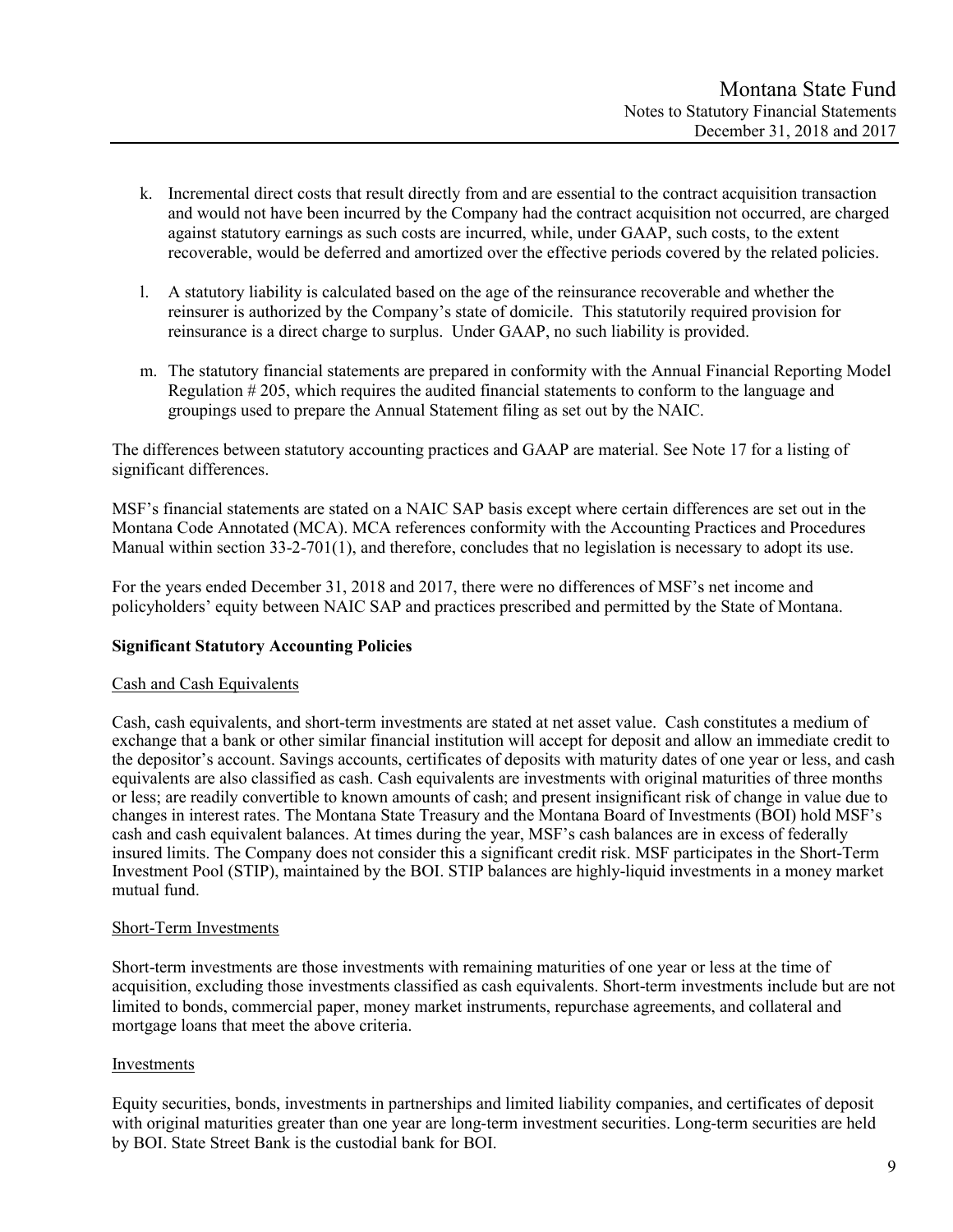k. Incremental direct costs that result directly from and are essential to the contract acquisition transaction and would not have been incurred by the Company had the contract acquisition not occurred, are charged against statutory earnings as such costs are incurred, while, under GAAP, such costs, to the extent recoverable, would be deferred and amortized over the effective periods covered by the related policies.

l. A statutory liability is calculated based on the age of the reinsurance recoverable and whether the reinsurer is authorized by the Company's state of domicile. This statutorily required provision for reinsurance is a direct charge to surplus. Under GAAP, no such liability is provided.

m. The statutory financial statements are prepared in conformity with the Annual Financial Reporting Model Regulation # 205, which requires the audited financial statements to conform to the language and groupings used to prepare the Annual Statement filing as set out by the NAIC.

The differences between statutory accounting practices and GAAP are material. See Note 17 for a listing of significant differences.

MSF's financial statements are stated on a NAIC SAP basis except where certain differences are set out in the Montana Code Annotated (MCA). MCA references conformity with the Accounting Practices and Procedures Manual within section 33-2-701(1), and therefore, concludes that no legislation is necessary to adopt its use.

For the years ended December 31, 2018 and 2017, there were no differences of MSF's net income and policyholders' equity between NAIC SAP and practices prescribed and permitted by the State of Montana.

**Significant Statutory Accounting Policies**

Cash and Cash Equivalents

Cash, cash equivalents, and short-term investments are stated at net asset value. Cash constitutes a medium of exchange that a bank or other similar financial institution will accept for deposit and allow an immediate credit to the depositor's account. Savings accounts, certificates of deposits with maturity dates of one year or less, and cash equivalents are also classified as cash. Cash equivalents are investments with original maturities of three months or less; are readily convertible to known amounts of cash; and present insignificant risk of change in value due to changes in interest rates. The Montana State Treasury and the Montana Board of Investments (BOI) hold MSF's cash and cash equivalent balances. At times during the year, MSF's cash balances are in excess of federally insured limits. The Company does not consider this a significant credit risk. MSF participates in the Short-Term Investment Pool (STIP), maintained by the BOI. STIP balances are highly-liquid investments in a money market mutual fund.

Short-Term Investments

Short-term investments are those investments with remaining maturities of one year or less at the time of acquisition, excluding those investments classified as cash equivalents. Short-term investments include but are not limited to bonds, commercial paper, money market instruments, repurchase agreements, and collateral and mortgage loans that meet the above criteria.

Investments

Equity securities, bonds, investments in partnerships and limited liability companies, and certificates of deposit with original maturities greater than one year are long-term investment securities. Long-term securities are held by BOI. State Street Bank is the custodial bank for BOI.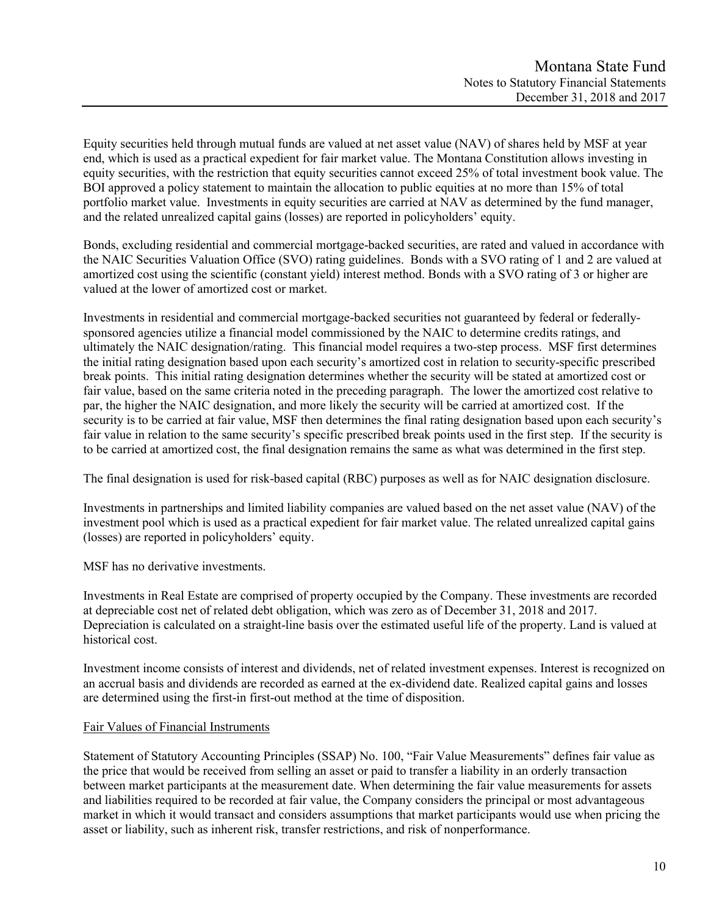Equity securities held through mutual funds are valued at net asset value (NAV) of shares held by MSF at year end, which is used as a practical expedient for fair market value. The Montana Constitution allows investing in equity securities, with the restriction that equity securities cannot exceed 25% of total investment book value. The BOI approved a policy statement to maintain the allocation to public equities at no more than 15% of total portfolio market value. Investments in equity securities are carried at NAV as determined by the fund manager, and the related unrealized capital gains (losses) are reported in policyholders' equity.

Bonds, excluding residential and commercial mortgage-backed securities, are rated and valued in accordance with the NAIC Securities Valuation Office (SVO) rating guidelines. Bonds with a SVO rating of 1 and 2 are valued at amortized cost using the scientific (constant yield) interest method. Bonds with a SVO rating of 3 or higher are valued at the lower of amortized cost or market.

Investments in residential and commercial mortgage-backed securities not guaranteed by federal or federally-sponsored agencies utilize a financial model commissioned by the NAIC to determine credits ratings, and ultimately the NAIC designation/rating. This financial model requires a two-step process. MSF first determines the initial rating designation based upon each security's amortized cost in relation to security-specific prescribed break points. This initial rating designation determines whether the security will be stated at amortized cost or fair value, based on the same criteria noted in the preceding paragraph. The lower the amortized cost relative to par, the higher the NAIC designation, and more likely the security will be carried at amortized cost. If the security is to be carried at fair value, MSF then determines the final rating designation based upon each security's fair value in relation to the same security's specific prescribed break points used in the first step. If the security is to be carried at amortized cost, the final designation remains the same as what was determined in the first step.

The final designation is used for risk-based capital (RBC) purposes as well as for NAIC designation disclosure.

Investments in partnerships and limited liability companies are valued based on the net asset value (NAV) of the investment pool which is used as a practical expedient for fair market value. The related unrealized capital gains (losses) are reported in policyholders' equity.

MSF has no derivative investments.

Investments in Real Estate are comprised of property occupied by the Company. These investments are recorded at depreciable cost net of related debt obligation, which was zero as of December 31, 2018 and 2017. Depreciation is calculated on a straight-line basis over the estimated useful life of the property. Land is valued at historical cost.

Investment income consists of interest and dividends, net of related investment expenses. Interest is recognized on an accrual basis and dividends are recorded as earned at the ex-dividend date. Realized capital gains and losses are determined using the first-in first-out method at the time of disposition.

## Fair Values of Financial Instruments

Statement of Statutory Accounting Principles (SSAP) No. 100, "Fair Value Measurements" defines fair value as the price that would be received from selling an asset or paid to transfer a liability in an orderly transaction between market participants at the measurement date. When determining the fair value measurements for assets and liabilities required to be recorded at fair value, the Company considers the principal or most advantageous market in which it would transact and considers assumptions that market participants would use when pricing the asset or liability, such as inherent risk, transfer restrictions, and risk of nonperformance.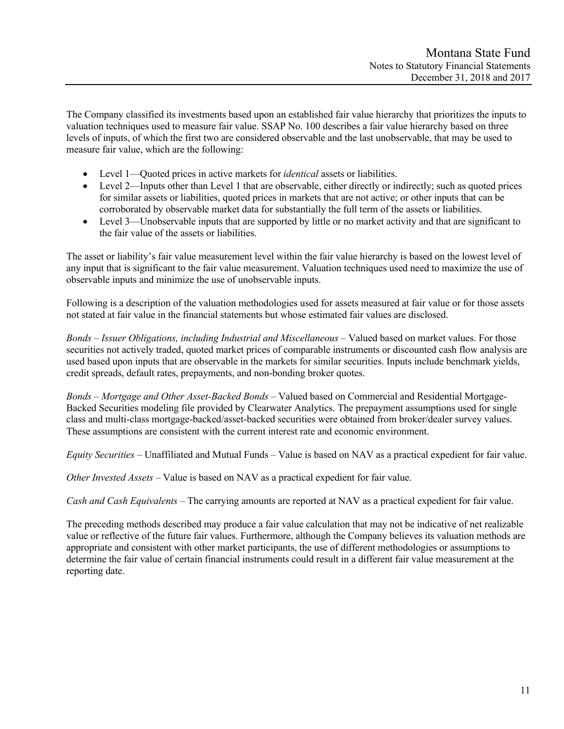The Company classified its investments based upon an established fair value hierarchy that prioritizes the inputs to valuation techniques used to measure fair value. SSAP No. 100 describes a fair value hierarchy based on three levels of inputs, of which the first two are considered observable and the last unobservable, that may be used to measure fair value, which are the following:

- Level 1—Quoted prices in active markets for *identical* assets or liabilities.
- Level 2—Inputs other than Level 1 that are observable, either directly or indirectly; such as quoted prices for similar assets or liabilities, quoted prices in markets that are not active; or other inputs that can be corroborated by observable market data for substantially the full term of the assets or liabilities.
- Level 3—Unobservable inputs that are supported by little or no market activity and that are significant to the fair value of the assets or liabilities.

The asset or liability's fair value measurement level within the fair value hierarchy is based on the lowest level of any input that is significant to the fair value measurement. Valuation techniques used need to maximize the use of observable inputs and minimize the use of unobservable inputs.

Following is a description of the valuation methodologies used for assets measured at fair value or for those assets not stated at fair value in the financial statements but whose estimated fair values are disclosed.

*Bonds – Issuer Obligations, including Industrial and Miscellaneous* – Valued based on market values. For those securities not actively traded, quoted market prices of comparable instruments or discounted cash flow analysis are used based upon inputs that are observable in the markets for similar securities. Inputs include benchmark yields, credit spreads, default rates, prepayments, and non-bonding broker quotes.

*Bonds – Mortgage and Other Asset-Backed Bonds* – Valued based on Commercial and Residential Mortgage-Backed Securities modeling file provided by Clearwater Analytics. The prepayment assumptions used for single class and multi-class mortgage-backed/asset-backed securities were obtained from broker/dealer survey values. These assumptions are consistent with the current interest rate and economic environment.

*Equity Securities* – Unaffiliated and Mutual Funds – Value is based on NAV as a practical expedient for fair value.

*Other Invested Assets* – Value is based on NAV as a practical expedient for fair value.

*Cash and Cash Equivalents* – The carrying amounts are reported at NAV as a practical expedient for fair value.

The preceding methods described may produce a fair value calculation that may not be indicative of net realizable value or reflective of the future fair values. Furthermore, although the Company believes its valuation methods are appropriate and consistent with other market participants, the use of different methodologies or assumptions to determine the fair value of certain financial instruments could result in a different fair value measurement at the reporting date.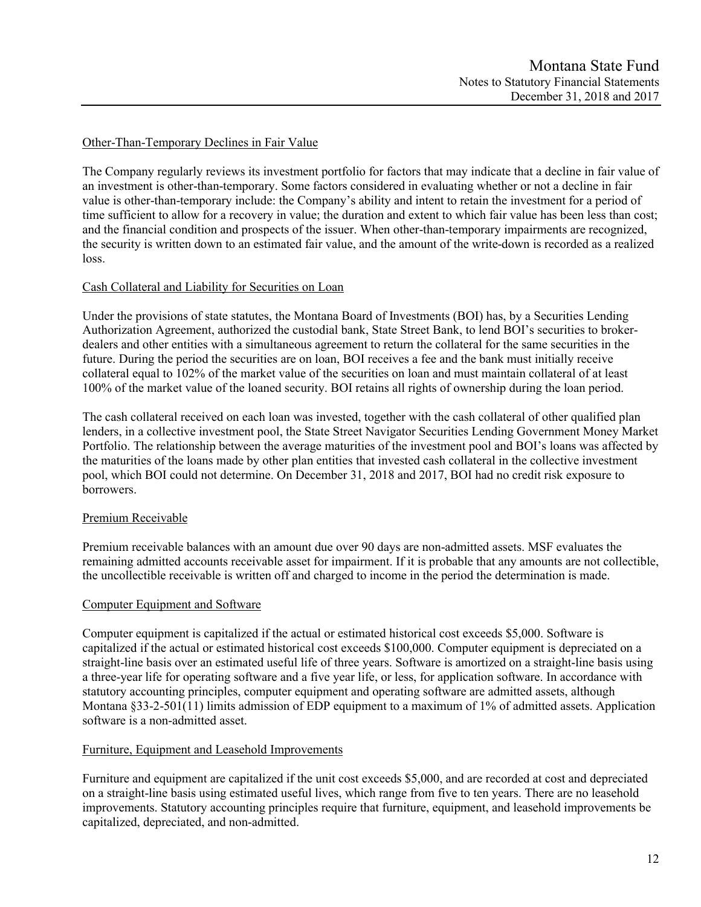### Other-Than-Temporary Declines in Fair Value

The Company regularly reviews its investment portfolio for factors that may indicate that a decline in fair value of an investment is other-than-temporary. Some factors considered in evaluating whether or not a decline in fair value is other-than-temporary include: the Company's ability and intent to retain the investment for a period of time sufficient to allow for a recovery in value; the duration and extent to which fair value has been less than cost; and the financial condition and prospects of the issuer. When other-than-temporary impairments are recognized, the security is written down to an estimated fair value, and the amount of the write-down is recorded as a realized loss.

### Cash Collateral and Liability for Securities on Loan

Under the provisions of state statutes, the Montana Board of Investments (BOI) has, by a Securities Lending Authorization Agreement, authorized the custodial bank, State Street Bank, to lend BOI's securities to broker-dealers and other entities with a simultaneous agreement to return the collateral for the same securities in the future. During the period the securities are on loan, BOI receives a fee and the bank must initially receive collateral equal to 102% of the market value of the securities on loan and must maintain collateral of at least 100% of the market value of the loaned security. BOI retains all rights of ownership during the loan period.

The cash collateral received on each loan was invested, together with the cash collateral of other qualified plan lenders, in a collective investment pool, the State Street Navigator Securities Lending Government Money Market Portfolio. The relationship between the average maturities of the investment pool and BOI's loans was affected by the maturities of the loans made by other plan entities that invested cash collateral in the collective investment pool, which BOI could not determine. On December 31, 2018 and 2017, BOI had no credit risk exposure to borrowers.

### Premium Receivable

Premium receivable balances with an amount due over 90 days are non-admitted assets. MSF evaluates the remaining admitted accounts receivable asset for impairment. If it is probable that any amounts are not collectible, the uncollectible receivable is written off and charged to income in the period the determination is made.

### Computer Equipment and Software

Computer equipment is capitalized if the actual or estimated historical cost exceeds $5,000. Software is capitalized if the actual or estimated historical cost exceeds $100,000. Computer equipment is depreciated on a straight-line basis over an estimated useful life of three years. Software is amortized on a straight-line basis using a three-year life for operating software and a five year life, or less, for application software. In accordance with statutory accounting principles, computer equipment and operating software are admitted assets, although Montana §33-2-501(11) limits admission of EDP equipment to a maximum of 1% of admitted assets. Application software is a non-admitted asset.

### Furniture, Equipment and Leasehold Improvements

Furniture and equipment are capitalized if the unit cost exceeds $5,000, and are recorded at cost and depreciated on a straight-line basis using estimated useful lives, which range from five to ten years. There are no leasehold improvements. Statutory accounting principles require that furniture, equipment, and leasehold improvements be capitalized, depreciated, and non-admitted.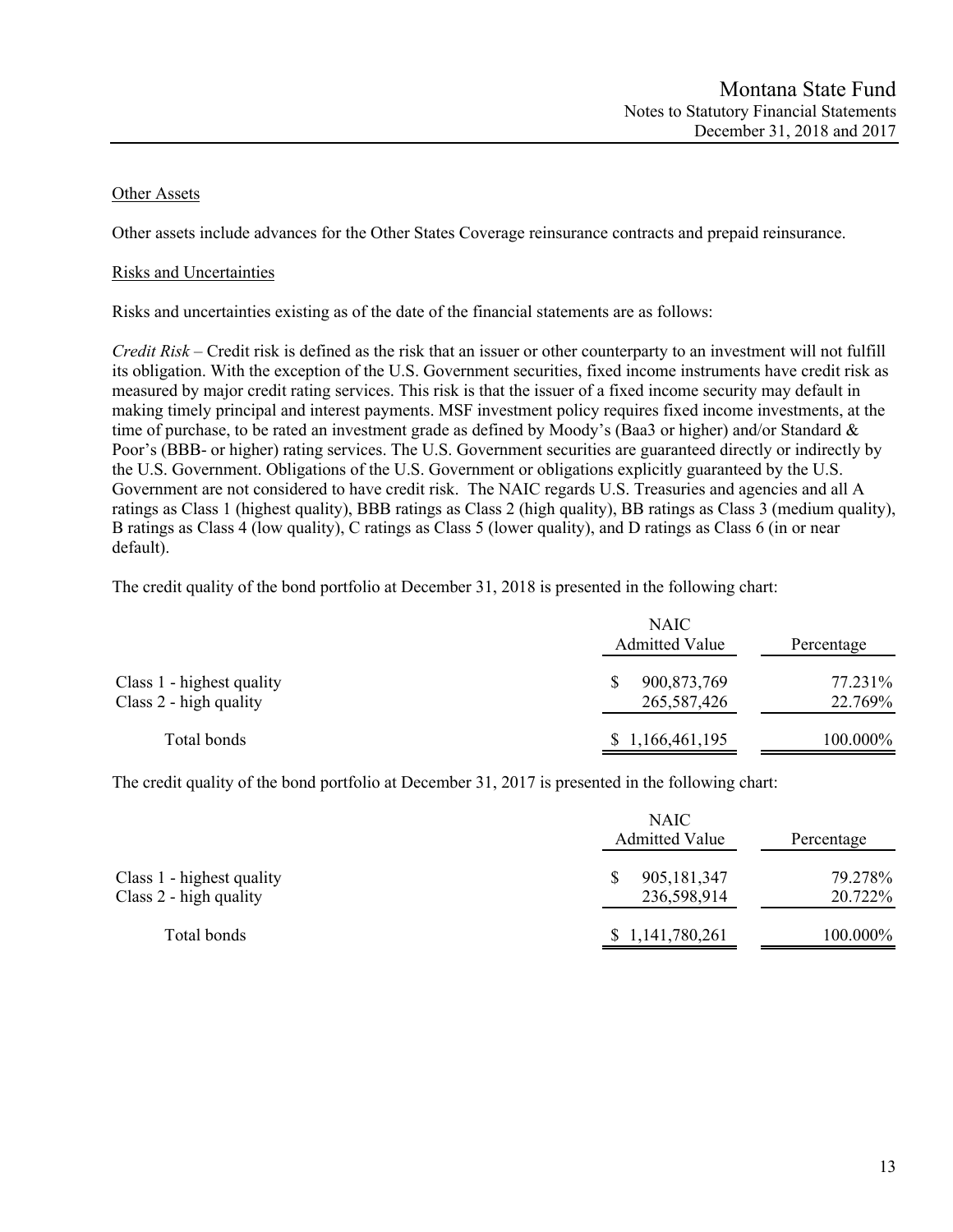Other Assets

Other assets include advances for the Other States Coverage reinsurance contracts and prepaid reinsurance.

Risks and Uncertainties

Risks and uncertainties existing as of the date of the financial statements are as follows:

*Credit Risk* – Credit risk is defined as the risk that an issuer or other counterparty to an investment will not fulfill its obligation. With the exception of the U.S. Government securities, fixed income instruments have credit risk as measured by major credit rating services. This risk is that the issuer of a fixed income security may default in making timely principal and interest payments. MSF investment policy requires fixed income investments, at the time of purchase, to be rated an investment grade as defined by Moody's (Baa3 or higher) and/or Standard & Poor's (BBB- or higher) rating services. The U.S. Government securities are guaranteed directly or indirectly by the U.S. Government. Obligations of the U.S. Government or obligations explicitly guaranteed by the U.S. Government are not considered to have credit risk. The NAIC regards U.S. Treasuries and agencies and all A ratings as Class 1 (highest quality), BBB ratings as Class 2 (high quality), BB ratings as Class 3 (medium quality), B ratings as Class 4 (low quality), C ratings as Class 5 (lower quality), and D ratings as Class 6 (in or near default).

The credit quality of the bond portfolio at December 31, 2018 is presented in the following chart:

| | NAIC Admitted Value | Percentage |
|---|---|---|
| Class 1 - highest quality | $ 900,873,769 | 77.231% |
| Class 2 - high quality | 265,587,426 | 22.769% |
| Total bonds | $ 1,166,461,195 | 100.000% |

The credit quality of the bond portfolio at December 31, 2017 is presented in the following chart:

| | NAIC Admitted Value | Percentage |
|---|---|---|
| Class 1 - highest quality | $ 905,181,347 | 79.278% |
| Class 2 - high quality | 236,598,914 | 20.722% |
| Total bonds | $ 1,141,780,261 | 100.000% |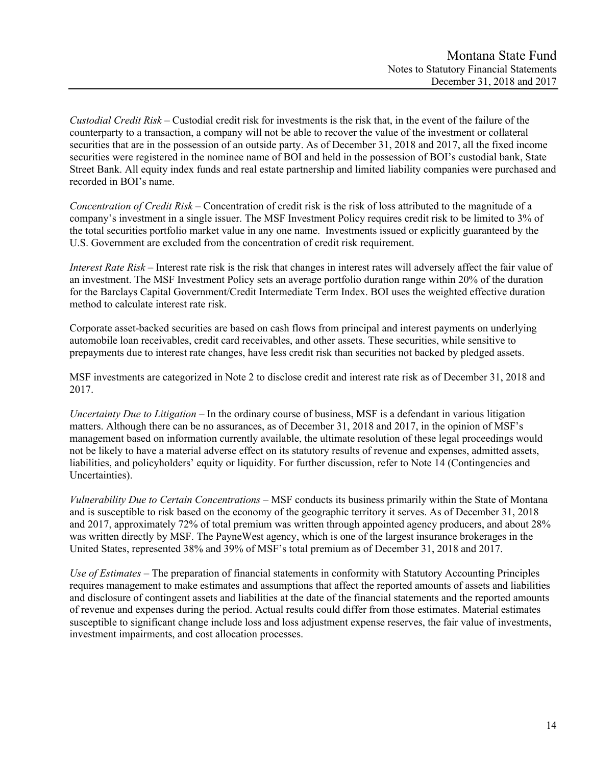*Custodial Credit Risk* – Custodial credit risk for investments is the risk that, in the event of the failure of the counterparty to a transaction, a company will not be able to recover the value of the investment or collateral securities that are in the possession of an outside party. As of December 31, 2018 and 2017, all the fixed income securities were registered in the nominee name of BOI and held in the possession of BOI's custodial bank, State Street Bank. All equity index funds and real estate partnership and limited liability companies were purchased and recorded in BOI's name.

*Concentration of Credit Risk* – Concentration of credit risk is the risk of loss attributed to the magnitude of a company's investment in a single issuer. The MSF Investment Policy requires credit risk to be limited to 3% of the total securities portfolio market value in any one name. Investments issued or explicitly guaranteed by the U.S. Government are excluded from the concentration of credit risk requirement.

*Interest Rate Risk* – Interest rate risk is the risk that changes in interest rates will adversely affect the fair value of an investment. The MSF Investment Policy sets an average portfolio duration range within 20% of the duration for the Barclays Capital Government/Credit Intermediate Term Index. BOI uses the weighted effective duration method to calculate interest rate risk.

Corporate asset-backed securities are based on cash flows from principal and interest payments on underlying automobile loan receivables, credit card receivables, and other assets. These securities, while sensitive to prepayments due to interest rate changes, have less credit risk than securities not backed by pledged assets.

MSF investments are categorized in Note 2 to disclose credit and interest rate risk as of December 31, 2018 and 2017.

*Uncertainty Due to Litigation* – In the ordinary course of business, MSF is a defendant in various litigation matters. Although there can be no assurances, as of December 31, 2018 and 2017, in the opinion of MSF's management based on information currently available, the ultimate resolution of these legal proceedings would not be likely to have a material adverse effect on its statutory results of revenue and expenses, admitted assets, liabilities, and policyholders' equity or liquidity. For further discussion, refer to Note 14 (Contingencies and Uncertainties).

*Vulnerability Due to Certain Concentrations* – MSF conducts its business primarily within the State of Montana and is susceptible to risk based on the economy of the geographic territory it serves. As of December 31, 2018 and 2017, approximately 72% of total premium was written through appointed agency producers, and about 28% was written directly by MSF. The PayneWest agency, which is one of the largest insurance brokerages in the United States, represented 38% and 39% of MSF's total premium as of December 31, 2018 and 2017.

*Use of Estimates* – The preparation of financial statements in conformity with Statutory Accounting Principles requires management to make estimates and assumptions that affect the reported amounts of assets and liabilities and disclosure of contingent assets and liabilities at the date of the financial statements and the reported amounts of revenue and expenses during the period. Actual results could differ from those estimates. Material estimates susceptible to significant change include loss and loss adjustment expense reserves, the fair value of investments, investment impairments, and cost allocation processes.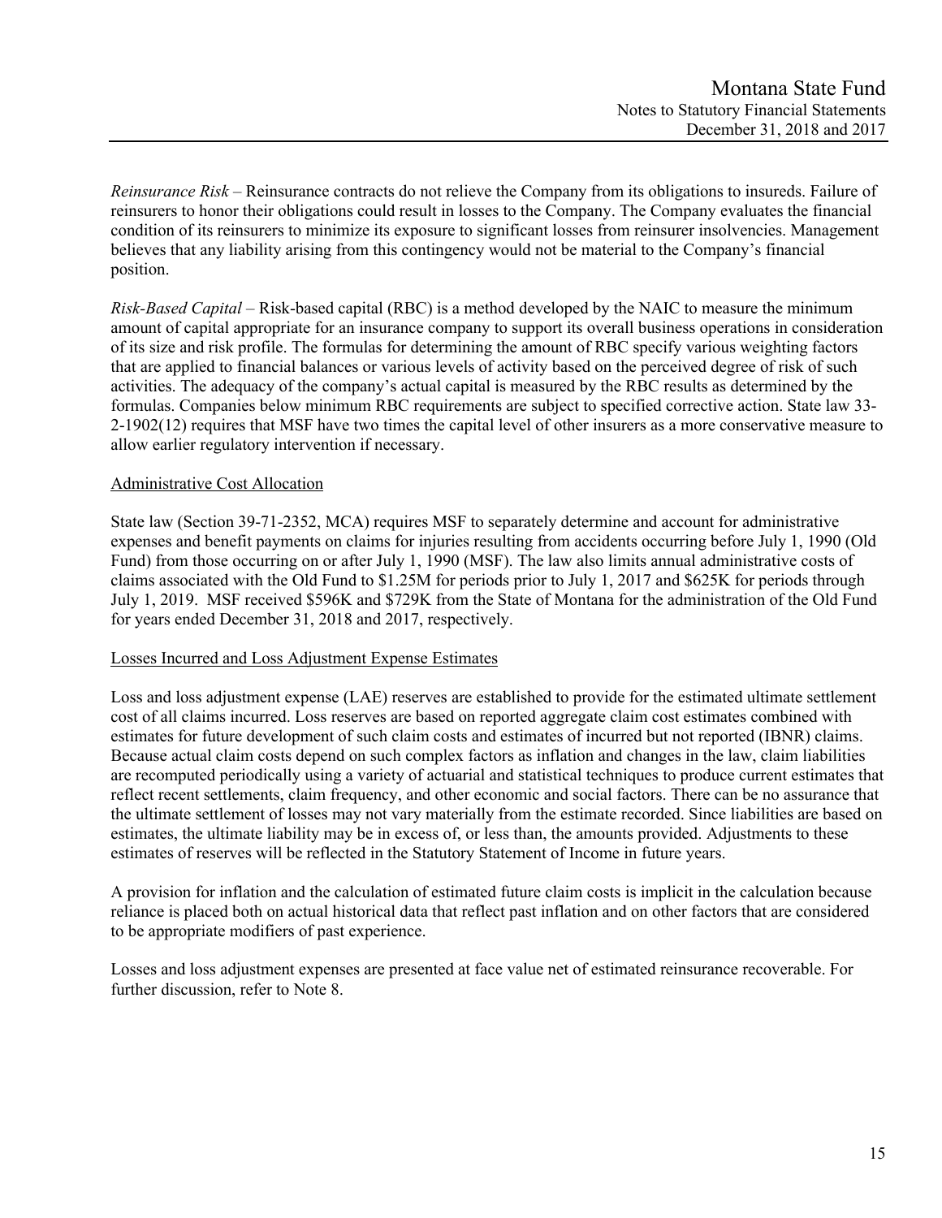*Reinsurance Risk* – Reinsurance contracts do not relieve the Company from its obligations to insureds. Failure of reinsurers to honor their obligations could result in losses to the Company. The Company evaluates the financial condition of its reinsurers to minimize its exposure to significant losses from reinsurer insolvencies. Management believes that any liability arising from this contingency would not be material to the Company's financial position.

*Risk-Based Capital* – Risk-based capital (RBC) is a method developed by the NAIC to measure the minimum amount of capital appropriate for an insurance company to support its overall business operations in consideration of its size and risk profile. The formulas for determining the amount of RBC specify various weighting factors that are applied to financial balances or various levels of activity based on the perceived degree of risk of such activities. The adequacy of the company's actual capital is measured by the RBC results as determined by the formulas. Companies below minimum RBC requirements are subject to specified corrective action. State law 33-2-1902(12) requires that MSF have two times the capital level of other insurers as a more conservative measure to allow earlier regulatory intervention if necessary.

<u>Administrative Cost Allocation</u>

State law (Section 39-71-2352, MCA) requires MSF to separately determine and account for administrative expenses and benefit payments on claims for injuries resulting from accidents occurring before July 1, 1990 (Old Fund) from those occurring on or after July 1, 1990 (MSF). The law also limits annual administrative costs of claims associated with the Old Fund to $1.25M for periods prior to July 1, 2017 and $625K for periods through July 1, 2019. MSF received $596K and $729K from the State of Montana for the administration of the Old Fund for years ended December 31, 2018 and 2017, respectively.

<u>Losses Incurred and Loss Adjustment Expense Estimates</u>

Loss and loss adjustment expense (LAE) reserves are established to provide for the estimated ultimate settlement cost of all claims incurred. Loss reserves are based on reported aggregate claim cost estimates combined with estimates for future development of such claim costs and estimates of incurred but not reported (IBNR) claims. Because actual claim costs depend on such complex factors as inflation and changes in the law, claim liabilities are recomputed periodically using a variety of actuarial and statistical techniques to produce current estimates that reflect recent settlements, claim frequency, and other economic and social factors. There can be no assurance that the ultimate settlement of losses may not vary materially from the estimate recorded. Since liabilities are based on estimates, the ultimate liability may be in excess of, or less than, the amounts provided. Adjustments to these estimates of reserves will be reflected in the Statutory Statement of Income in future years.

A provision for inflation and the calculation of estimated future claim costs is implicit in the calculation because reliance is placed both on actual historical data that reflect past inflation and on other factors that are considered to be appropriate modifiers of past experience.

Losses and loss adjustment expenses are presented at face value net of estimated reinsurance recoverable. For further discussion, refer to Note 8.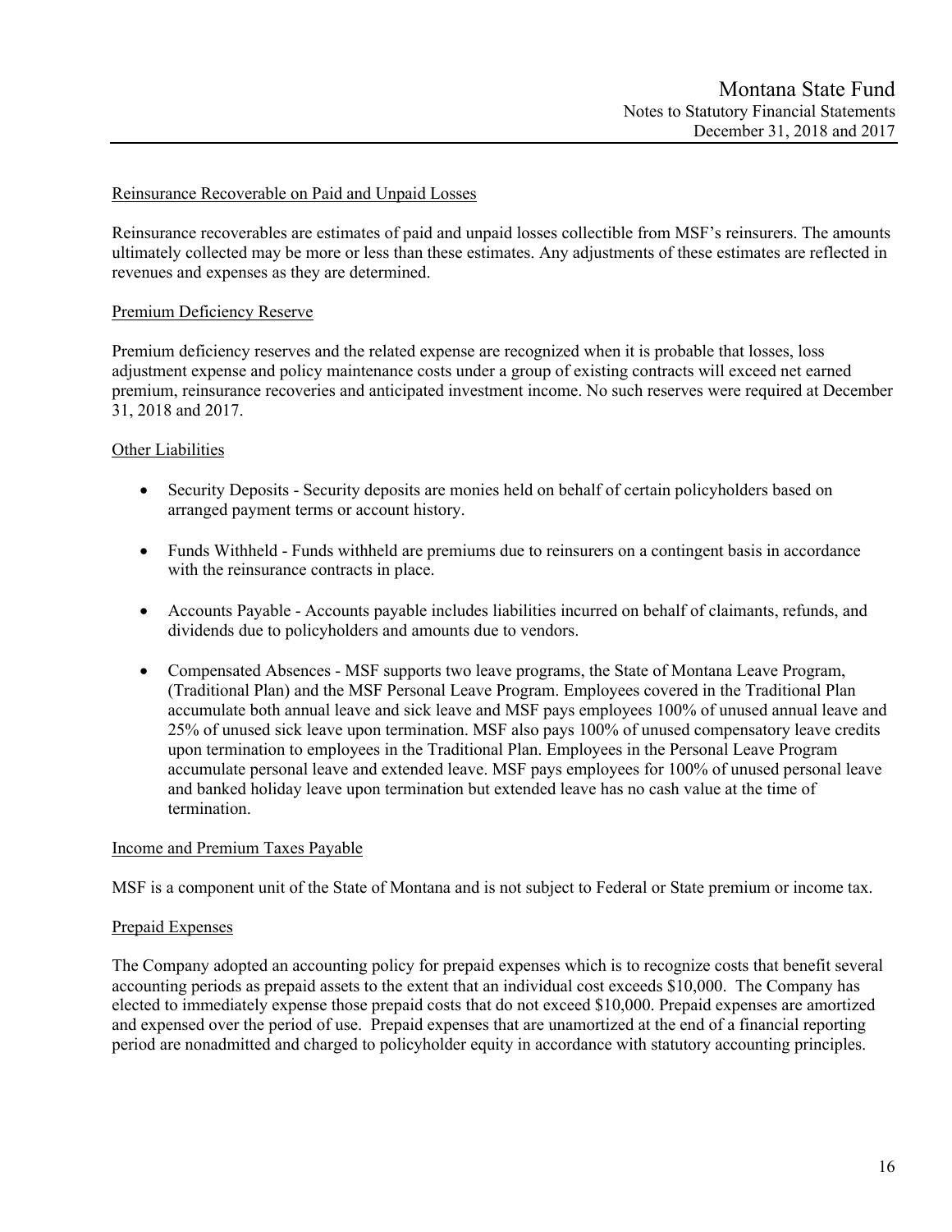Reinsurance Recoverable on Paid and Unpaid Losses

Reinsurance recoverables are estimates of paid and unpaid losses collectible from MSF's reinsurers. The amounts ultimately collected may be more or less than these estimates. Any adjustments of these estimates are reflected in revenues and expenses as they are determined.

Premium Deficiency Reserve

Premium deficiency reserves and the related expense are recognized when it is probable that losses, loss adjustment expense and policy maintenance costs under a group of existing contracts will exceed net earned premium, reinsurance recoveries and anticipated investment income. No such reserves were required at December 31, 2018 and 2017.

Other Liabilities

- Security Deposits - Security deposits are monies held on behalf of certain policyholders based on arranged payment terms or account history.
- Funds Withheld - Funds withheld are premiums due to reinsurers on a contingent basis in accordance with the reinsurance contracts in place.
- Accounts Payable - Accounts payable includes liabilities incurred on behalf of claimants, refunds, and dividends due to policyholders and amounts due to vendors.
- Compensated Absences - MSF supports two leave programs, the State of Montana Leave Program, (Traditional Plan) and the MSF Personal Leave Program. Employees covered in the Traditional Plan accumulate both annual leave and sick leave and MSF pays employees 100% of unused annual leave and 25% of unused sick leave upon termination. MSF also pays 100% of unused compensatory leave credits upon termination to employees in the Traditional Plan. Employees in the Personal Leave Program accumulate personal leave and extended leave. MSF pays employees for 100% of unused personal leave and banked holiday leave upon termination but extended leave has no cash value at the time of termination.

Income and Premium Taxes Payable

MSF is a component unit of the State of Montana and is not subject to Federal or State premium or income tax.

Prepaid Expenses

The Company adopted an accounting policy for prepaid expenses which is to recognize costs that benefit several accounting periods as prepaid assets to the extent that an individual cost exceeds $10,000. The Company has elected to immediately expense those prepaid costs that do not exceed $10,000. Prepaid expenses are amortized and expensed over the period of use. Prepaid expenses that are unamortized at the end of a financial reporting period are nonadmitted and charged to policyholder equity in accordance with statutory accounting principles.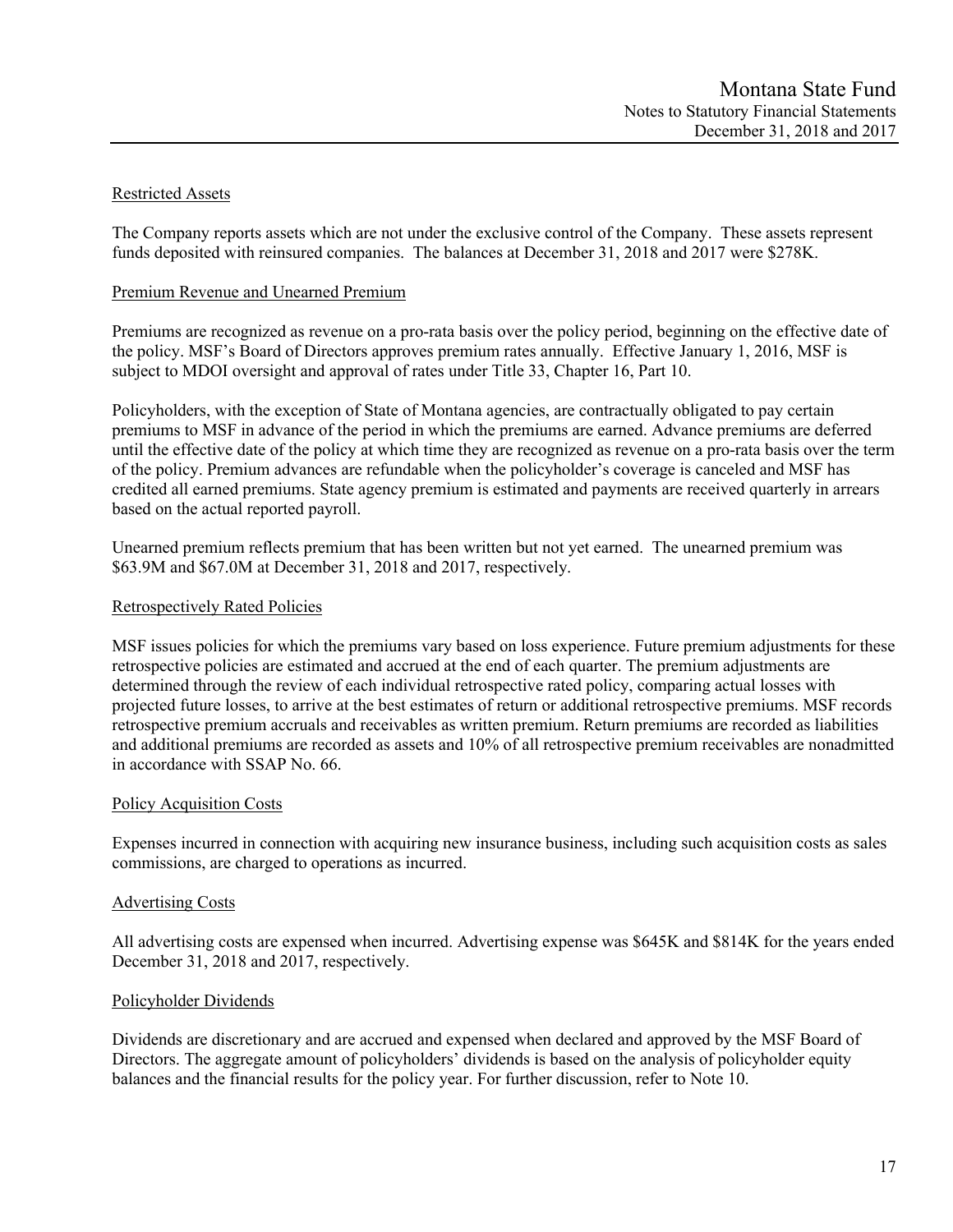Restricted Assets

The Company reports assets which are not under the exclusive control of the Company. These assets represent funds deposited with reinsured companies. The balances at December 31, 2018 and 2017 were $278K.

Premium Revenue and Unearned Premium

Premiums are recognized as revenue on a pro-rata basis over the policy period, beginning on the effective date of the policy. MSF's Board of Directors approves premium rates annually. Effective January 1, 2016, MSF is subject to MDOI oversight and approval of rates under Title 33, Chapter 16, Part 10.

Policyholders, with the exception of State of Montana agencies, are contractually obligated to pay certain premiums to MSF in advance of the period in which the premiums are earned. Advance premiums are deferred until the effective date of the policy at which time they are recognized as revenue on a pro-rata basis over the term of the policy. Premium advances are refundable when the policyholder's coverage is canceled and MSF has credited all earned premiums. State agency premium is estimated and payments are received quarterly in arrears based on the actual reported payroll.

Unearned premium reflects premium that has been written but not yet earned. The unearned premium was $63.9M and $67.0M at December 31, 2018 and 2017, respectively.

Retrospectively Rated Policies

MSF issues policies for which the premiums vary based on loss experience. Future premium adjustments for these retrospective policies are estimated and accrued at the end of each quarter. The premium adjustments are determined through the review of each individual retrospective rated policy, comparing actual losses with projected future losses, to arrive at the best estimates of return or additional retrospective premiums. MSF records retrospective premium accruals and receivables as written premium. Return premiums are recorded as liabilities and additional premiums are recorded as assets and 10% of all retrospective premium receivables are nonadmitted in accordance with SSAP No. 66.

Policy Acquisition Costs

Expenses incurred in connection with acquiring new insurance business, including such acquisition costs as sales commissions, are charged to operations as incurred.

Advertising Costs

All advertising costs are expensed when incurred. Advertising expense was $645K and $814K for the years ended December 31, 2018 and 2017, respectively.

Policyholder Dividends

Dividends are discretionary and are accrued and expensed when declared and approved by the MSF Board of Directors. The aggregate amount of policyholders' dividends is based on the analysis of policyholder equity balances and the financial results for the policy year. For further discussion, refer to Note 10.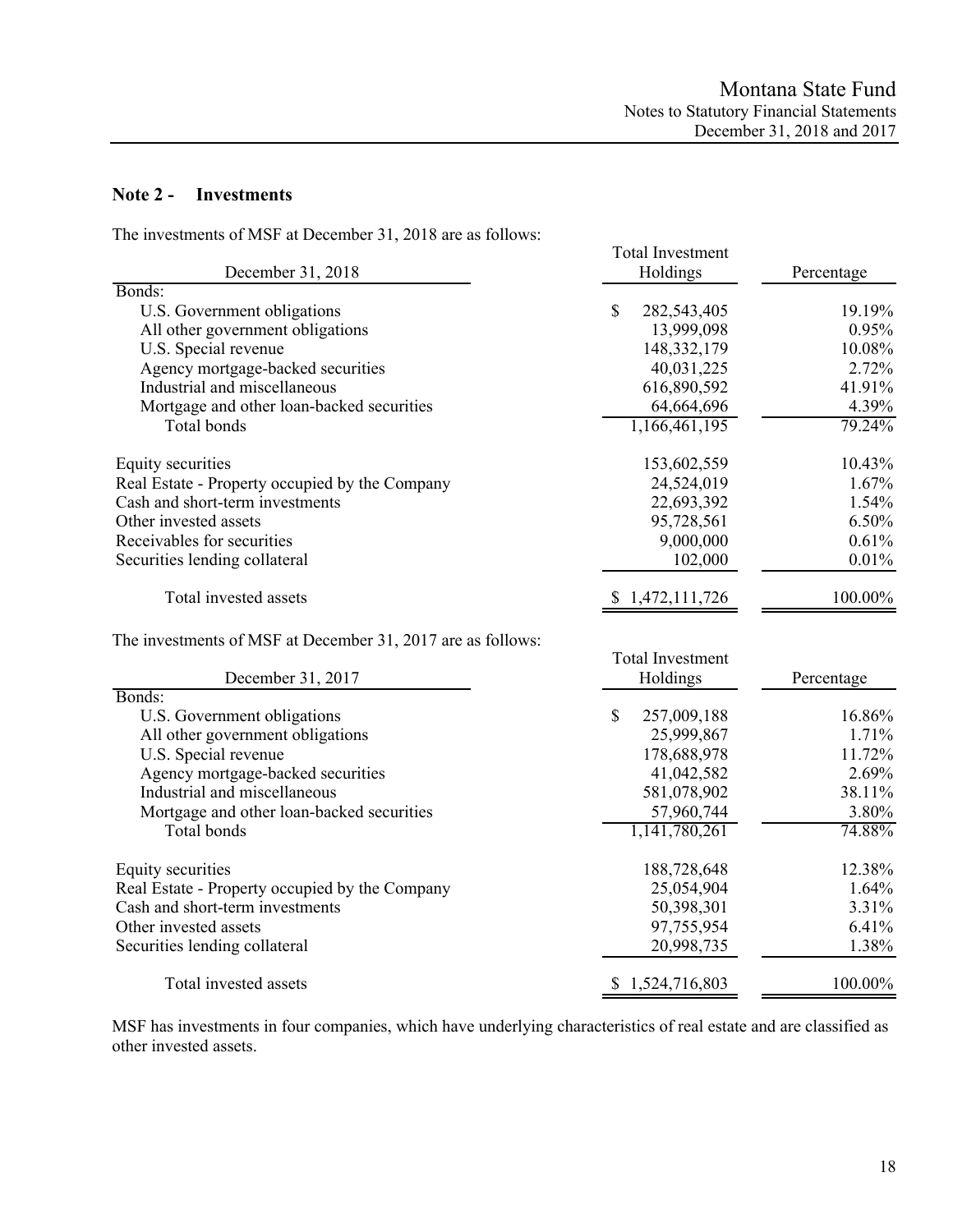## Note 2 - Investments

The investments of MSF at December 31, 2018 are as follows:

| December 31, 2018 | Total Investment Holdings | Percentage |
|---|---|---|
| Bonds: | | |
| U.S. Government obligations | $ 282,543,405 | 19.19% |
| All other government obligations | 13,999,098 | 0.95% |
| U.S. Special revenue | 148,332,179 | 10.08% |
| Agency mortgage-backed securities | 40,031,225 | 2.72% |
| Industrial and miscellaneous | 616,890,592 | 41.91% |
| Mortgage and other loan-backed securities | 64,664,696 | 4.39% |
| Total bonds | 1,166,461,195 | 79.24% |
| Equity securities | 153,602,559 | 10.43% |
| Real Estate - Property occupied by the Company | 24,524,019 | 1.67% |
| Cash and short-term investments | 22,693,392 | 1.54% |
| Other invested assets | 95,728,561 | 6.50% |
| Receivables for securities | 9,000,000 | 0.61% |
| Securities lending collateral | 102,000 | 0.01% |
| Total invested assets | $ 1,472,111,726 | 100.00% |

The investments of MSF at December 31, 2017 are as follows:

| December 31, 2017 | Total Investment Holdings | Percentage |
|---|---|---|
| Bonds: | | |
| U.S. Government obligations | $ 257,009,188 | 16.86% |
| All other government obligations | 25,999,867 | 1.71% |
| U.S. Special revenue | 178,688,978 | 11.72% |
| Agency mortgage-backed securities | 41,042,582 | 2.69% |
| Industrial and miscellaneous | 581,078,902 | 38.11% |
| Mortgage and other loan-backed securities | 57,960,744 | 3.80% |
| Total bonds | 1,141,780,261 | 74.88% |
| Equity securities | 188,728,648 | 12.38% |
| Real Estate - Property occupied by the Company | 25,054,904 | 1.64% |
| Cash and short-term investments | 50,398,301 | 3.31% |
| Other invested assets | 97,755,954 | 6.41% |
| Securities lending collateral | 20,998,735 | 1.38% |
| Total invested assets | $ 1,524,716,803 | 100.00% |

MSF has investments in four companies, which have underlying characteristics of real estate and are classified as other invested assets.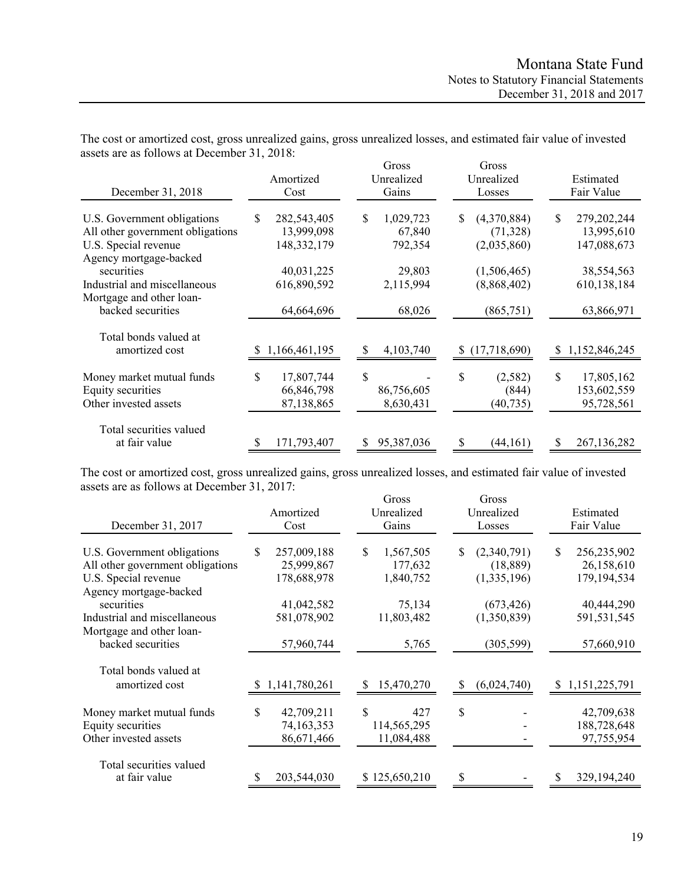The cost or amortized cost, gross unrealized gains, gross unrealized losses, and estimated fair value of invested assets are as follows at December 31, 2018:

| December 31, 2018 | Amortized Cost | Gross Unrealized Gains | Gross Unrealized Losses | Estimated Fair Value |
|---|---|---|---|---|
| U.S. Government obligations | $ 282,543,405 | $ 1,029,723 | $ (4,370,884) | $ 279,202,244 |
| All other government obligations | 13,999,098 | 67,840 | (71,328) | 13,995,610 |
| U.S. Special revenue | 148,332,179 | 792,354 | (2,035,860) | 147,088,673 |
| Agency mortgage-backed securities | 40,031,225 | 29,803 | (1,506,465) | 38,554,563 |
| Industrial and miscellaneous | 616,890,592 | 2,115,994 | (8,868,402) | 610,138,184 |
| Mortgage and other loan-backed securities | 64,664,696 | 68,026 | (865,751) | 63,866,971 |
| Total bonds valued at amortized cost | $ 1,166,461,195 | $ 4,103,740 | $ (17,718,690) | $ 1,152,846,245 |
| Money market mutual funds | $ 17,807,744 | $ - | $ (2,582) | $ 17,805,162 |
| Equity securities | 66,846,798 | 86,756,605 | (844) | 153,602,559 |
| Other invested assets | 87,138,865 | 8,630,431 | (40,735) | 95,728,561 |
| Total securities valued at fair value | $ 171,793,407 | $ 95,387,036 | $ (44,161) | $ 267,136,282 |

The cost or amortized cost, gross unrealized gains, gross unrealized losses, and estimated fair value of invested assets are as follows at December 31, 2017:

| December 31, 2017 | Amortized Cost | Gross Unrealized Gains | Gross Unrealized Losses | Estimated Fair Value |
|---|---|---|---|---|
| U.S. Government obligations | $ 257,009,188 | $ 1,567,505 | $ (2,340,791) | $ 256,235,902 |
| All other government obligations | 25,999,867 | 177,632 | (18,889) | 26,158,610 |
| U.S. Special revenue | 178,688,978 | 1,840,752 | (1,335,196) | 179,194,534 |
| Agency mortgage-backed securities | 41,042,582 | 75,134 | (673,426) | 40,444,290 |
| Industrial and miscellaneous | 581,078,902 | 11,803,482 | (1,350,839) | 591,531,545 |
| Mortgage and other loan-backed securities | 57,960,744 | 5,765 | (305,599) | 57,660,910 |
| Total bonds valued at amortized cost | $ 1,141,780,261 | $ 15,470,270 | $ (6,024,740) | $ 1,151,225,791 |
| Money market mutual funds | $ 42,709,211 | $ 427 | $ - | 42,709,638 |
| Equity securities | 74,163,353 | 114,565,295 | - | 188,728,648 |
| Other invested assets | 86,671,466 | 11,084,488 | - | 97,755,954 |
| Total securities valued at fair value | $ 203,544,030 | $ 125,650,210 | $ - | $ 329,194,240 |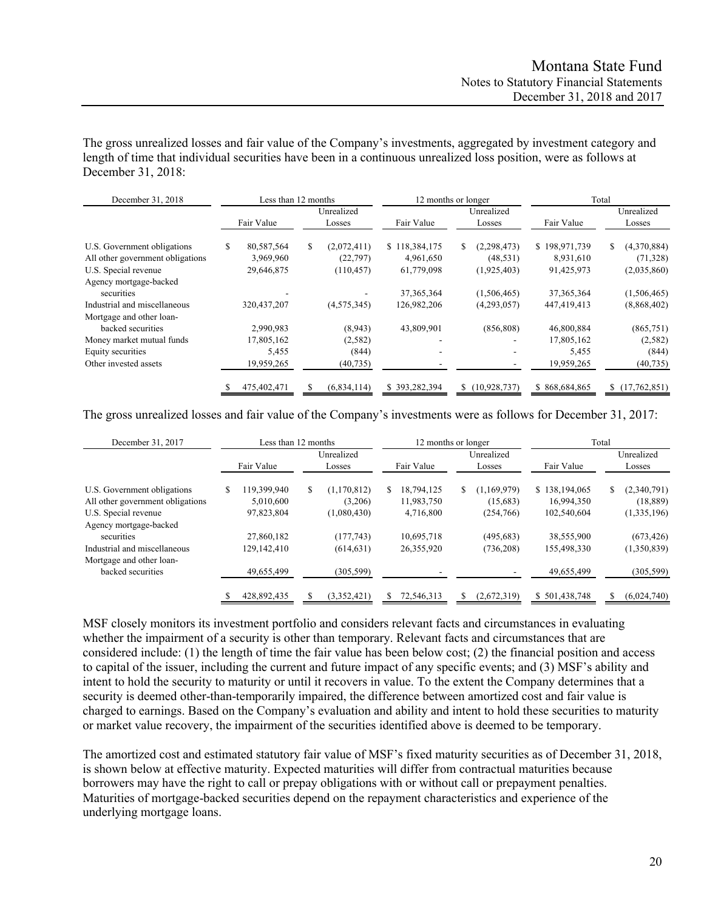The gross unrealized losses and fair value of the Company's investments, aggregated by investment category and length of time that individual securities have been in a continuous unrealized loss position, were as follows at December 31, 2018:

| December 31, 2018 | Less than 12 months | | 12 months or longer | | Total | |
|---|---|---|---|---|---|---|
| | Fair Value | Unrealized Losses | Fair Value | Unrealized Losses | Fair Value | Unrealized Losses |
| U.S. Government obligations | $ 80,587,564 | $ (2,072,411) | $ 118,384,175 | $ (2,298,473) | $ 198,971,739 | $ (4,370,884) |
| All other government obligations | 3,969,960 | (22,797) | 4,961,650 | (48,531) | 8,931,610 | (71,328) |
| U.S. Special revenue | 29,646,875 | (110,457) | 61,779,098 | (1,925,403) | 91,425,973 | (2,035,860) |
| Agency mortgage-backed securities | - | - | 37,365,364 | (1,506,465) | 37,365,364 | (1,506,465) |
| Industrial and miscellaneous | 320,437,207 | (4,575,345) | 126,982,206 | (4,293,057) | 447,419,413 | (8,868,402) |
| Mortgage and other loan-backed securities | 2,990,983 | (8,943) | 43,809,901 | (856,808) | 46,800,884 | (865,751) |
| Money market mutual funds | 17,805,162 | (2,582) | - | - | 17,805,162 | (2,582) |
| Equity securities | 5,455 | (844) | - | - | 5,455 | (844) |
| Other invested assets | 19,959,265 | (40,735) | - | - | 19,959,265 | (40,735) |
| | $ 475,402,471 | $ (6,834,114) | $ 393,282,394 | $ (10,928,737) | $ 868,684,865 | $ (17,762,851) |

The gross unrealized losses and fair value of the Company's investments were as follows for December 31, 2017:

| December 31, 2017 | Less than 12 months | | 12 months or longer | | Total | |
|---|---|---|---|---|---|---|
| | Fair Value | Unrealized Losses | Fair Value | Unrealized Losses | Fair Value | Unrealized Losses |
| U.S. Government obligations | $ 119,399,940 | $ (1,170,812) | $ 18,794,125 | $ (1,169,979) | $ 138,194,065 | $ (2,340,791) |
| All other government obligations | 5,010,600 | (3,206) | 11,983,750 | (15,683) | 16,994,350 | (18,889) |
| U.S. Special revenue | 97,823,804 | (1,080,430) | 4,716,800 | (254,766) | 102,540,604 | (1,335,196) |
| Agency mortgage-backed securities | 27,860,182 | (177,743) | 10,695,718 | (495,683) | 38,555,900 | (673,426) |
| Industrial and miscellaneous | 129,142,410 | (614,631) | 26,355,920 | (736,208) | 155,498,330 | (1,350,839) |
| Mortgage and other loan-backed securities | 49,655,499 | (305,599) | - | - | 49,655,499 | (305,599) |
| | $ 428,892,435 | $ (3,352,421) | $ 72,546,313 | $ (2,672,319) | $ 501,438,748 | $ (6,024,740) |

MSF closely monitors its investment portfolio and considers relevant facts and circumstances in evaluating whether the impairment of a security is other than temporary. Relevant facts and circumstances that are considered include: (1) the length of time the fair value has been below cost; (2) the financial position and access to capital of the issuer, including the current and future impact of any specific events; and (3) MSF's ability and intent to hold the security to maturity or until it recovers in value. To the extent the Company determines that a security is deemed other-than-temporarily impaired, the difference between amortized cost and fair value is charged to earnings. Based on the Company's evaluation and ability and intent to hold these securities to maturity or market value recovery, the impairment of the securities identified above is deemed to be temporary.

The amortized cost and estimated statutory fair value of MSF's fixed maturity securities as of December 31, 2018, is shown below at effective maturity. Expected maturities will differ from contractual maturities because borrowers may have the right to call or prepay obligations with or without call or prepayment penalties. Maturities of mortgage-backed securities depend on the repayment characteristics and experience of the underlying mortgage loans.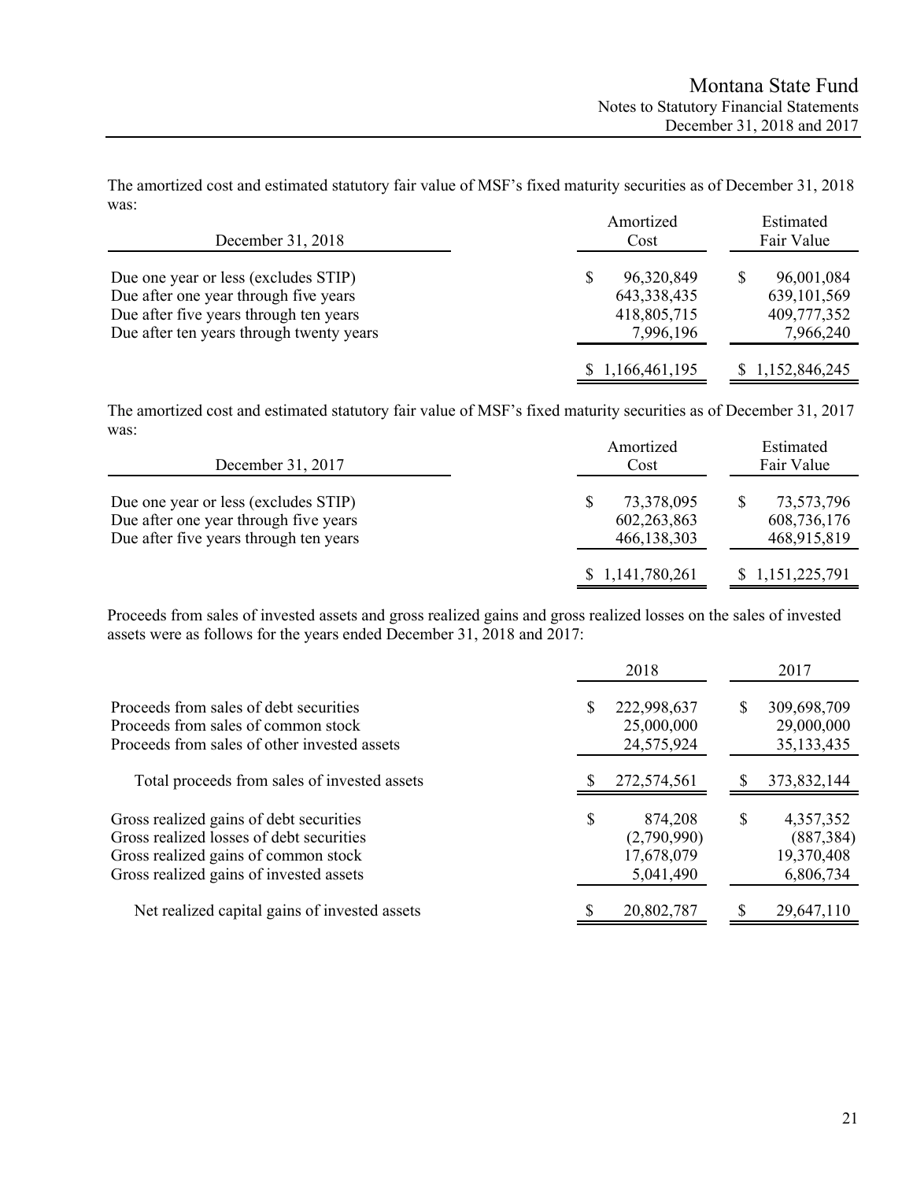The amortized cost and estimated statutory fair value of MSF's fixed maturity securities as of December 31, 2018 was:

| December 31, 2018 | Amortized Cost | Estimated Fair Value |
|---|---|---|
| Due one year or less (excludes STIP) | $ 96,320,849 | $ 96,001,084 |
| Due after one year through five years | 643,338,435 | 639,101,569 |
| Due after five years through ten years | 418,805,715 | 409,777,352 |
| Due after ten years through twenty years | 7,996,196 | 7,966,240 |
| | $ 1,166,461,195 | $ 1,152,846,245 |

The amortized cost and estimated statutory fair value of MSF's fixed maturity securities as of December 31, 2017 was:

| December 31, 2017 | Amortized Cost | Estimated Fair Value |
|---|---|---|
| Due one year or less (excludes STIP) | $ 73,378,095 | $ 73,573,796 |
| Due after one year through five years | 602,263,863 | 608,736,176 |
| Due after five years through ten years | 466,138,303 | 468,915,819 |
| | $ 1,141,780,261 | $ 1,151,225,791 |

Proceeds from sales of invested assets and gross realized gains and gross realized losses on the sales of invested assets were as follows for the years ended December 31, 2018 and 2017:

| | 2018 | 2017 |
|---|---|---|
| Proceeds from sales of debt securities | $ 222,998,637 | $ 309,698,709 |
| Proceeds from sales of common stock | 25,000,000 | 29,000,000 |
| Proceeds from sales of other invested assets | 24,575,924 | 35,133,435 |
| Total proceeds from sales of invested assets | $ 272,574,561 | $ 373,832,144 |
| Gross realized gains of debt securities | $ 874,208 | $ 4,357,352 |
| Gross realized losses of debt securities | (2,790,990) | (887,384) |
| Gross realized gains of common stock | 17,678,079 | 19,370,408 |
| Gross realized gains of invested assets | 5,041,490 | 6,806,734 |
| Net realized capital gains of invested assets | $ 20,802,787 | $ 29,647,110 |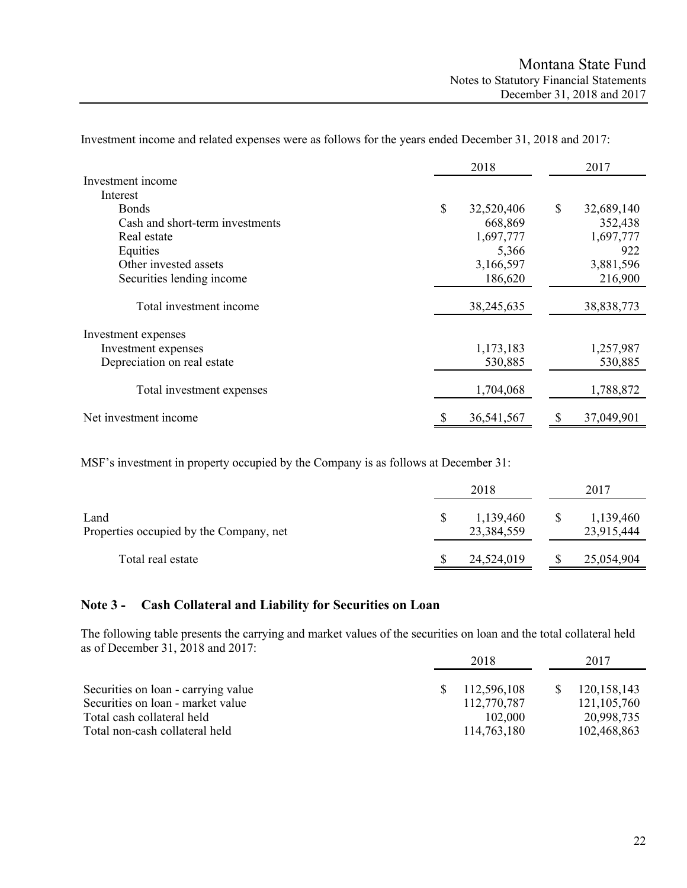Investment income and related expenses were as follows for the years ended December 31, 2018 and 2017:

| | 2018 | 2017 |
|---|---|---|
| Investment income | | |
| Interest | | |
| Bonds | $ 32,520,406 | $ 32,689,140 |
| Cash and short-term investments | 668,869 | 352,438 |
| Real estate | 1,697,777 | 1,697,777 |
| Equities | 5,366 | 922 |
| Other invested assets | 3,166,597 | 3,881,596 |
| Securities lending income | 186,620 | 216,900 |
| Total investment income | 38,245,635 | 38,838,773 |
| Investment expenses | | |
| Investment expenses | 1,173,183 | 1,257,987 |
| Depreciation on real estate | 530,885 | 530,885 |
| Total investment expenses | 1,704,068 | 1,788,872 |
| Net investment income | $ 36,541,567 | $ 37,049,901 |

MSF's investment in property occupied by the Company is as follows at December 31:

| | 2018 | 2017 |
|---|---|---|
| Land | $ 1,139,460 | $ 1,139,460 |
| Properties occupied by the Company, net | 23,384,559 | 23,915,444 |
| Total real estate | $ 24,524,019 | $ 25,054,904 |

## Note 3 - Cash Collateral and Liability for Securities on Loan

The following table presents the carrying and market values of the securities on loan and the total collateral held as of December 31, 2018 and 2017:

| | 2018 | 2017 |
|---|---|---|
| Securities on loan - carrying value | $ 112,596,108 | $ 120,158,143 |
| Securities on loan - market value | 112,770,787 | 121,105,760 |
| Total cash collateral held | 102,000 | 20,998,735 |
| Total non-cash collateral held | 114,763,180 | 102,468,863 |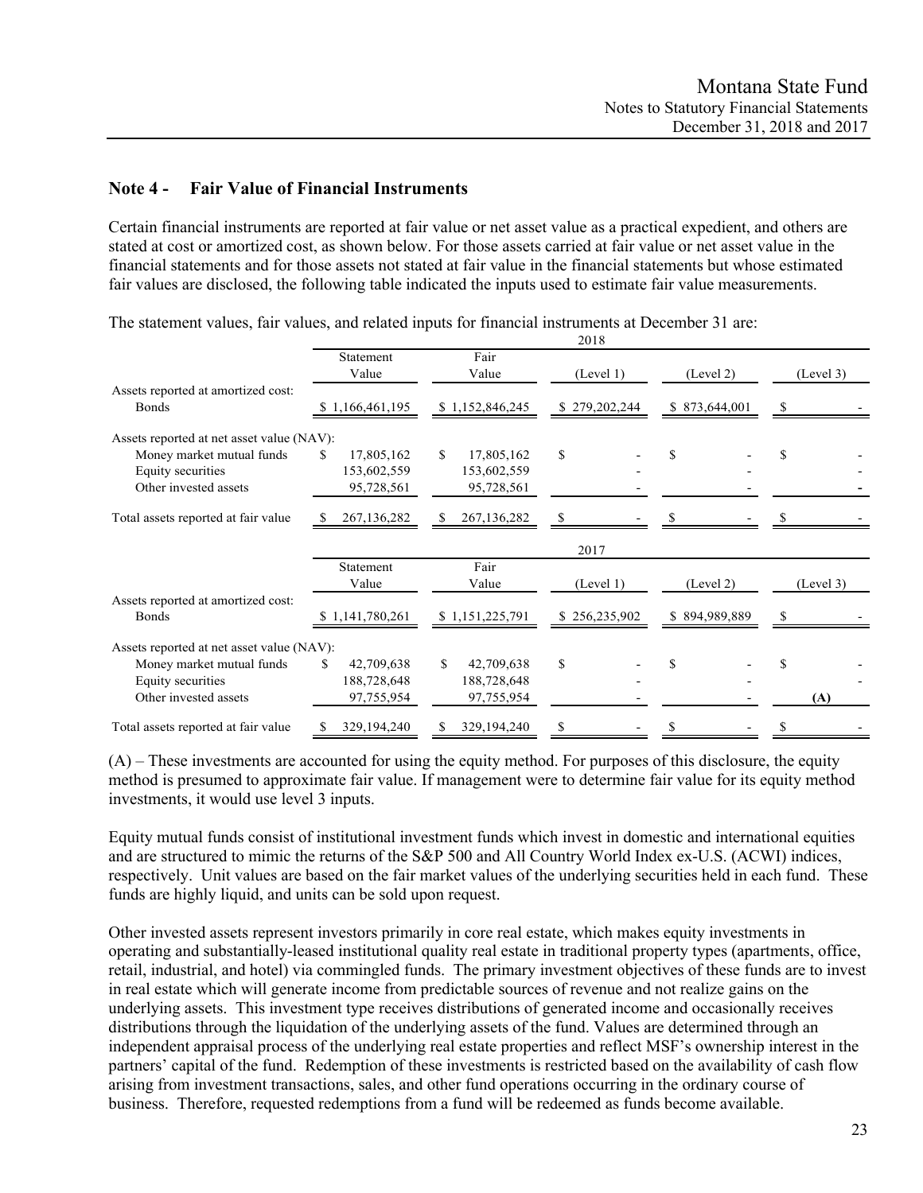## Note 4 - Fair Value of Financial Instruments

Certain financial instruments are reported at fair value or net asset value as a practical expedient, and others are stated at cost or amortized cost, as shown below. For those assets carried at fair value or net asset value in the financial statements and for those assets not stated at fair value in the financial statements but whose estimated fair values are disclosed, the following table indicated the inputs used to estimate fair value measurements.

The statement values, fair values, and related inputs for financial instruments at December 31 are:

| | 2018 | | | | |
|---|---|---|---|---|---|
| | Statement Value | Fair Value | (Level 1) | (Level 2) | (Level 3) |
| Assets reported at amortized cost: | | | | | |
| Bonds | $ 1,166,461,195 | $ 1,152,846,245 | $ 279,202,244 | $ 873,644,001 | $ - |
| Assets reported at net asset value (NAV): | | | | | |
| Money market mutual funds | $ 17,805,162 | $ 17,805,162 | $ - | $ - | $ - |
| Equity securities | 153,602,559 | 153,602,559 | - | - | - |
| Other invested assets | 95,728,561 | 95,728,561 | - | - | - |
| Total assets reported at fair value | $ 267,136,282 | $ 267,136,282 | $ - | $ - | $ - |

| | 2017 | | | | |
|---|---|---|---|---|---|
| | Statement Value | Fair Value | (Level 1) | (Level 2) | (Level 3) |
| Assets reported at amortized cost: | | | | | |
| Bonds | $ 1,141,780,261 | $ 1,151,225,791 | $ 256,235,902 | $ 894,989,889 | $ - |
| Assets reported at net asset value (NAV): | | | | | |
| Money market mutual funds | $ 42,709,638 | $ 42,709,638 | $ - | $ - | $ - |
| Equity securities | 188,728,648 | 188,728,648 | - | - | - |
| Other invested assets | 97,755,954 | 97,755,954 | - | - | **(A)** |
| Total assets reported at fair value | $ 329,194,240 | $ 329,194,240 | $ - | $ - | $ - |

(A) – These investments are accounted for using the equity method. For purposes of this disclosure, the equity method is presumed to approximate fair value. If management were to determine fair value for its equity method investments, it would use level 3 inputs.

Equity mutual funds consist of institutional investment funds which invest in domestic and international equities and are structured to mimic the returns of the S&P 500 and All Country World Index ex-U.S. (ACWI) indices, respectively. Unit values are based on the fair market values of the underlying securities held in each fund. These funds are highly liquid, and units can be sold upon request.

Other invested assets represent investors primarily in core real estate, which makes equity investments in operating and substantially-leased institutional quality real estate in traditional property types (apartments, office, retail, industrial, and hotel) via commingled funds. The primary investment objectives of these funds are to invest in real estate which will generate income from predictable sources of revenue and not realize gains on the underlying assets. This investment type receives distributions of generated income and occasionally receives distributions through the liquidation of the underlying assets of the fund. Values are determined through an independent appraisal process of the underlying real estate properties and reflect MSF's ownership interest in the partners' capital of the fund. Redemption of these investments is restricted based on the availability of cash flow arising from investment transactions, sales, and other fund operations occurring in the ordinary course of business. Therefore, requested redemptions from a fund will be redeemed as funds become available.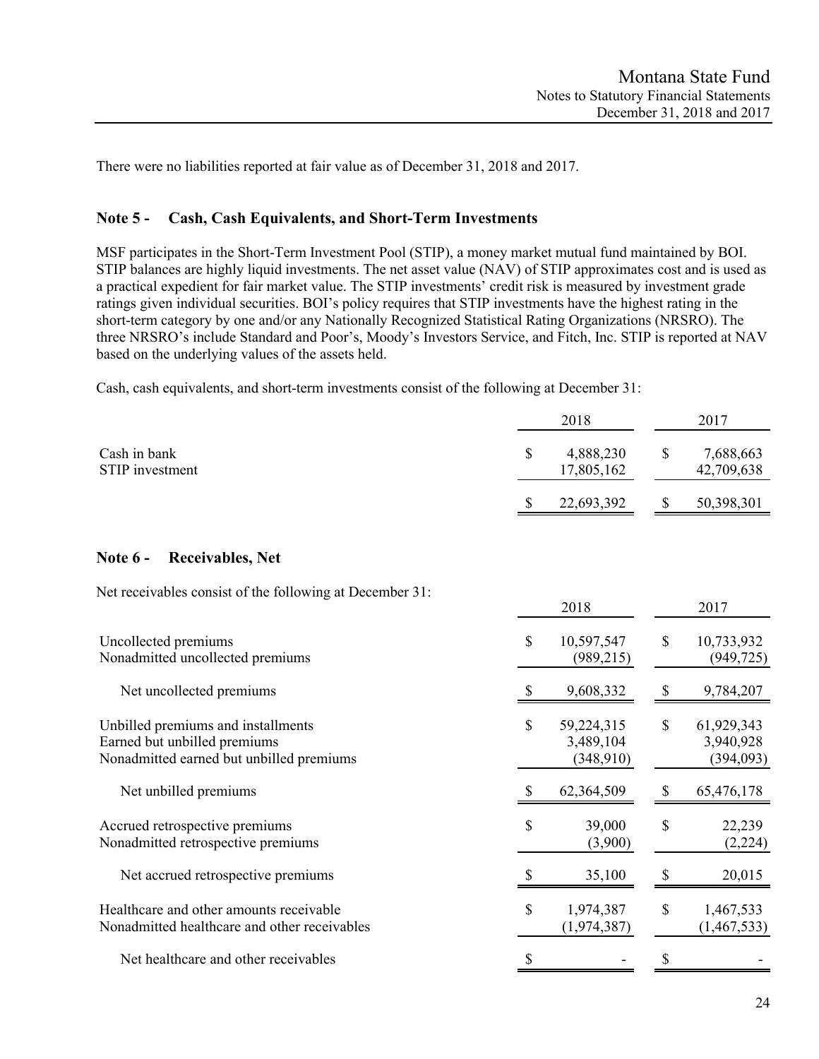There were no liabilities reported at fair value as of December 31, 2018 and 2017.

## Note 5 - Cash, Cash Equivalents, and Short-Term Investments

MSF participates in the Short-Term Investment Pool (STIP), a money market mutual fund maintained by BOI. STIP balances are highly liquid investments. The net asset value (NAV) of STIP approximates cost and is used as a practical expedient for fair market value. The STIP investments' credit risk is measured by investment grade ratings given individual securities. BOI's policy requires that STIP investments have the highest rating in the short-term category by one and/or any Nationally Recognized Statistical Rating Organizations (NRSRO). The three NRSRO's include Standard and Poor's, Moody's Investors Service, and Fitch, Inc. STIP is reported at NAV based on the underlying values of the assets held.

Cash, cash equivalents, and short-term investments consist of the following at December 31:

| | 2018 | 2017 |
|---|---|---|
| Cash in bank | $ 4,888,230 | $ 7,688,663 |
| STIP investment | 17,805,162 | 42,709,638 |
| | $ 22,693,392 | $ 50,398,301 |

## Note 6 - Receivables, Net

Net receivables consist of the following at December 31:

| | 2018 | 2017 |
|---|---|---|
| Uncollected premiums | $ 10,597,547 | $ 10,733,932 |
| Nonadmitted uncollected premiums | (989,215) | (949,725) |
| Net uncollected premiums | $ 9,608,332 | $ 9,784,207 |
| Unbilled premiums and installments | $ 59,224,315 | $ 61,929,343 |
| Earned but unbilled premiums | 3,489,104 | 3,940,928 |
| Nonadmitted earned but unbilled premiums | (348,910) | (394,093) |
| Net unbilled premiums | $ 62,364,509 | $ 65,476,178 |
| Accrued retrospective premiums | $ 39,000 | $ 22,239 |
| Nonadmitted retrospective premiums | (3,900) | (2,224) |
| Net accrued retrospective premiums | $ 35,100 | $ 20,015 |
| Healthcare and other amounts receivable | $ 1,974,387 | $ 1,467,533 |
| Nonadmitted healthcare and other receivables | (1,974,387) | (1,467,533) |
| Net healthcare and other receivables | $ - | $ - |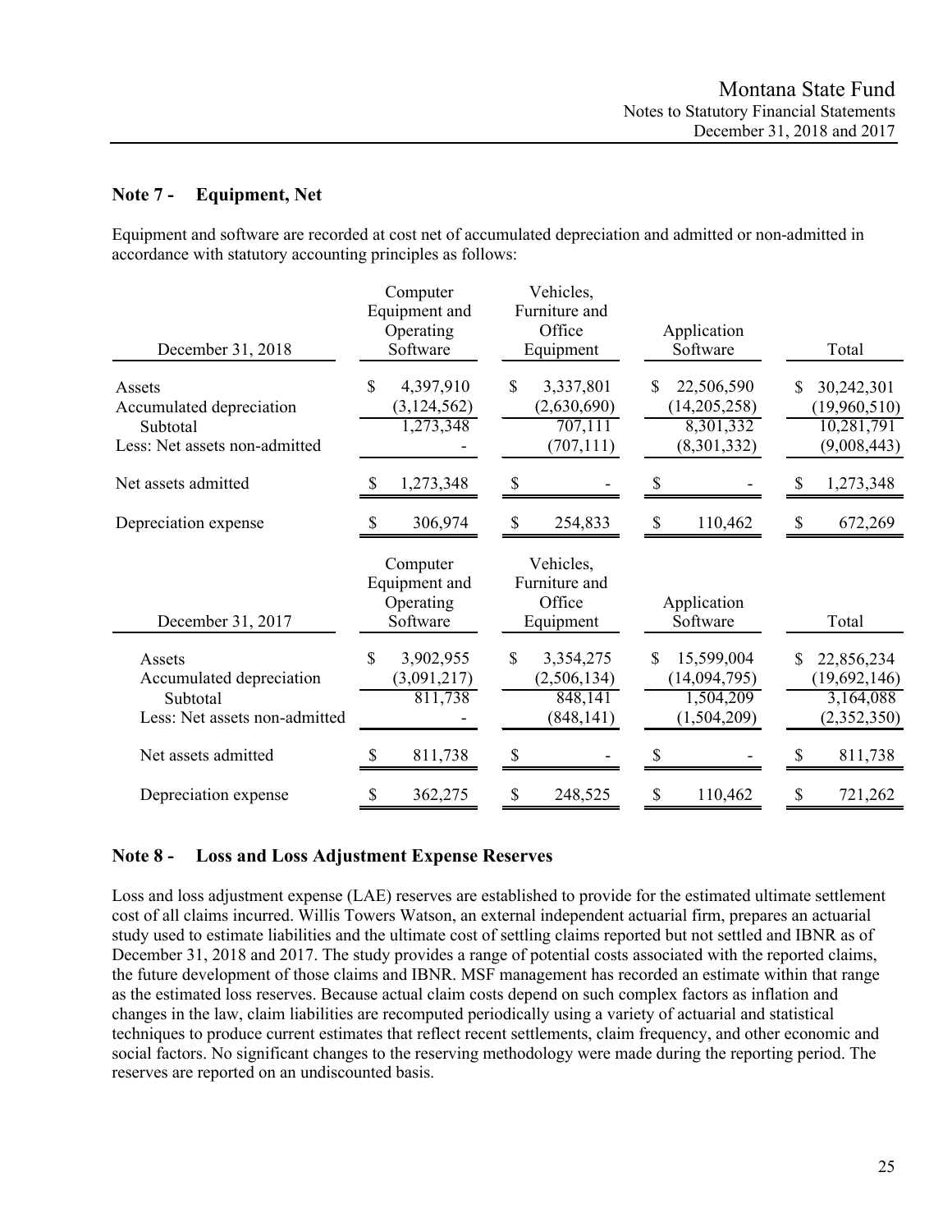## Note 7 - Equipment, Net

Equipment and software are recorded at cost net of accumulated depreciation and admitted or non-admitted in accordance with statutory accounting principles as follows:

| December 31, 2018 | Computer Equipment and Operating Software | Vehicles, Furniture and Office Equipment | Application Software | Total |
|---|---|---|---|---|
| Assets | $ 4,397,910 | $ 3,337,801 | $ 22,506,590 | $ 30,242,301 |
| Accumulated depreciation | (3,124,562) | (2,630,690) | (14,205,258) | (19,960,510) |
| Subtotal | 1,273,348 | 707,111 | 8,301,332 | 10,281,791 |
| Less: Net assets non-admitted | - | (707,111) | (8,301,332) | (9,008,443) |
| Net assets admitted | $ 1,273,348 | $ - | $ - | $ 1,273,348 |
| Depreciation expense | $ 306,974 | $ 254,833 | $ 110,462 | $ 672,269 |

| December 31, 2017 | Computer Equipment and Operating Software | Vehicles, Furniture and Office Equipment | Application Software | Total |
|---|---|---|---|---|
| Assets | $ 3,902,955 | $ 3,354,275 | $ 15,599,004 | $ 22,856,234 |
| Accumulated depreciation | (3,091,217) | (2,506,134) | (14,094,795) | (19,692,146) |
| Subtotal | 811,738 | 848,141 | 1,504,209 | 3,164,088 |
| Less: Net assets non-admitted | - | (848,141) | (1,504,209) | (2,352,350) |
| Net assets admitted | $ 811,738 | $ - | $ - | $ 811,738 |
| Depreciation expense | $ 362,275 | $ 248,525 | $ 110,462 | $ 721,262 |

## Note 8 - Loss and Loss Adjustment Expense Reserves

Loss and loss adjustment expense (LAE) reserves are established to provide for the estimated ultimate settlement cost of all claims incurred. Willis Towers Watson, an external independent actuarial firm, prepares an actuarial study used to estimate liabilities and the ultimate cost of settling claims reported but not settled and IBNR as of December 31, 2018 and 2017. The study provides a range of potential costs associated with the reported claims, the future development of those claims and IBNR. MSF management has recorded an estimate within that range as the estimated loss reserves. Because actual claim costs depend on such complex factors as inflation and changes in the law, claim liabilities are recomputed periodically using a variety of actuarial and statistical techniques to produce current estimates that reflect recent settlements, claim frequency, and other economic and social factors. No significant changes to the reserving methodology were made during the reporting period. The reserves are reported on an undiscounted basis.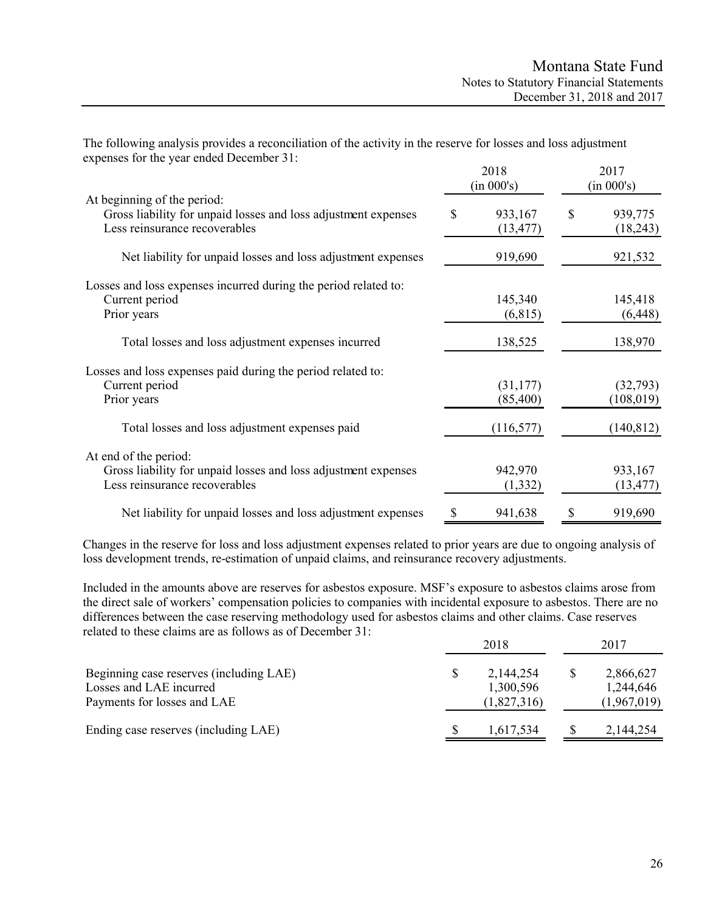The following analysis provides a reconciliation of the activity in the reserve for losses and loss adjustment expenses for the year ended December 31:

| | 2018 (in 000's) | 2017 (in 000's) |
|---|---|---|
| At beginning of the period: | | |
| Gross liability for unpaid losses and loss adjustment expenses | $ 933,167 | $ 939,775 |
| Less reinsurance recoverables | (13,477) | (18,243) |
| Net liability for unpaid losses and loss adjustment expenses | 919,690 | 921,532 |
| Losses and loss expenses incurred during the period related to: | | |
| Current period | 145,340 | 145,418 |
| Prior years | (6,815) | (6,448) |
| Total losses and loss adjustment expenses incurred | 138,525 | 138,970 |
| Losses and loss expenses paid during the period related to: | | |
| Current period | (31,177) | (32,793) |
| Prior years | (85,400) | (108,019) |
| Total losses and loss adjustment expenses paid | (116,577) | (140,812) |
| At end of the period: | | |
| Gross liability for unpaid losses and loss adjustment expenses | 942,970 | 933,167 |
| Less reinsurance recoverables | (1,332) | (13,477) |
| Net liability for unpaid losses and loss adjustment expenses | $ 941,638 | $ 919,690 |

Changes in the reserve for loss and loss adjustment expenses related to prior years are due to ongoing analysis of loss development trends, re-estimation of unpaid claims, and reinsurance recovery adjustments.

Included in the amounts above are reserves for asbestos exposure. MSF's exposure to asbestos claims arose from the direct sale of workers' compensation policies to companies with incidental exposure to asbestos. There are no differences between the case reserving methodology used for asbestos claims and other claims. Case reserves related to these claims are as follows as of December 31:

| | 2018 | 2017 |
|---|---|---|
| Beginning case reserves (including LAE) | $ 2,144,254 | $ 2,866,627 |
| Losses and LAE incurred | 1,300,596 | 1,244,646 |
| Payments for losses and LAE | (1,827,316) | (1,967,019) |
| Ending case reserves (including LAE) | $ 1,617,534 | $ 2,144,254 |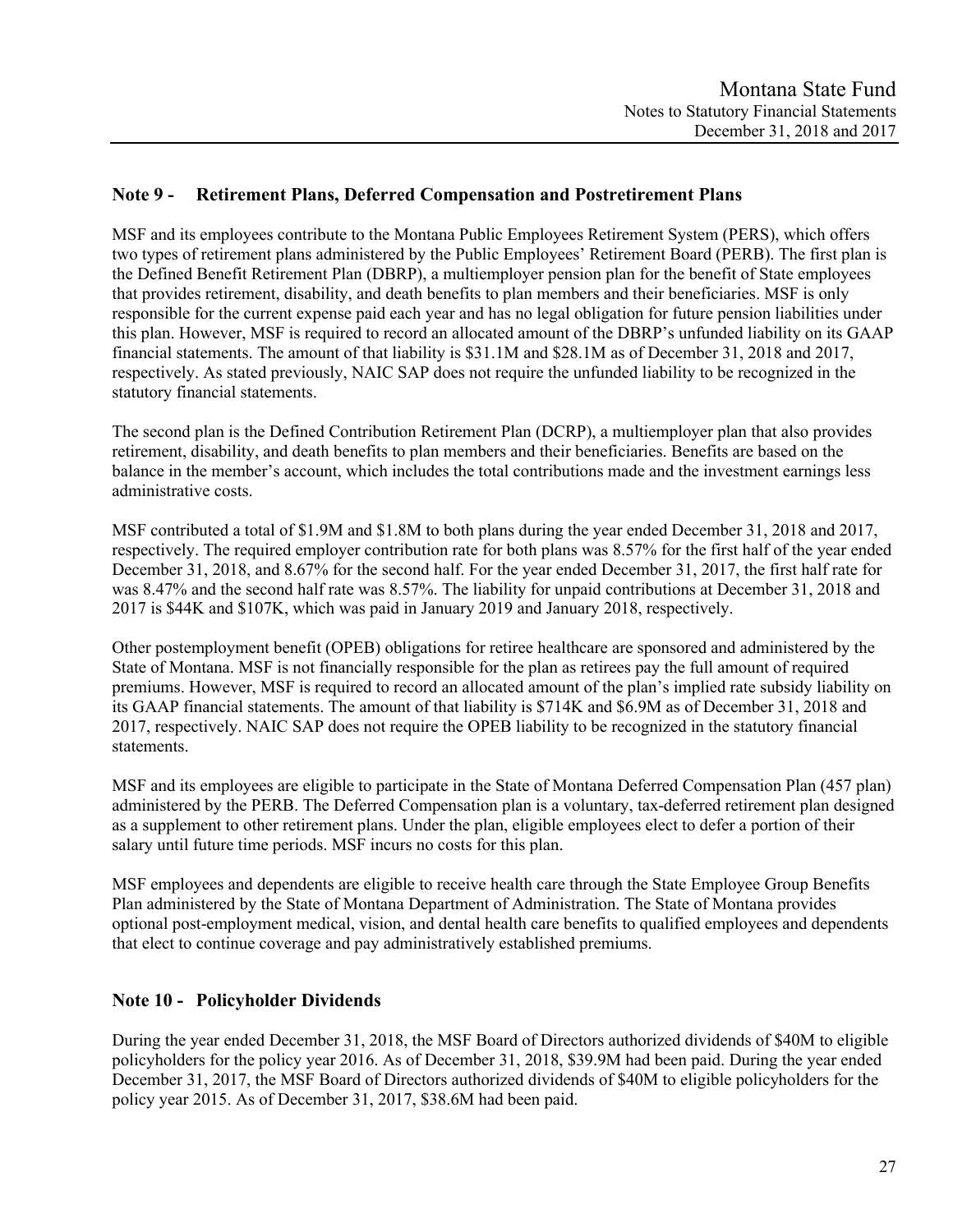## Note 9 - Retirement Plans, Deferred Compensation and Postretirement Plans

MSF and its employees contribute to the Montana Public Employees Retirement System (PERS), which offers two types of retirement plans administered by the Public Employees' Retirement Board (PERB). The first plan is the Defined Benefit Retirement Plan (DBRP), a multiemployer pension plan for the benefit of State employees that provides retirement, disability, and death benefits to plan members and their beneficiaries. MSF is only responsible for the current expense paid each year and has no legal obligation for future pension liabilities under this plan. However, MSF is required to record an allocated amount of the DBRP's unfunded liability on its GAAP financial statements. The amount of that liability is $31.1M and $28.1M as of December 31, 2018 and 2017, respectively. As stated previously, NAIC SAP does not require the unfunded liability to be recognized in the statutory financial statements.

The second plan is the Defined Contribution Retirement Plan (DCRP), a multiemployer plan that also provides retirement, disability, and death benefits to plan members and their beneficiaries. Benefits are based on the balance in the member's account, which includes the total contributions made and the investment earnings less administrative costs.

MSF contributed a total of $1.9M and $1.8M to both plans during the year ended December 31, 2018 and 2017, respectively. The required employer contribution rate for both plans was 8.57% for the first half of the year ended December 31, 2018, and 8.67% for the second half. For the year ended December 31, 2017, the first half rate for was 8.47% and the second half rate was 8.57%. The liability for unpaid contributions at December 31, 2018 and 2017 is $44K and $107K, which was paid in January 2019 and January 2018, respectively.

Other postemployment benefit (OPEB) obligations for retiree healthcare are sponsored and administered by the State of Montana. MSF is not financially responsible for the plan as retirees pay the full amount of required premiums. However, MSF is required to record an allocated amount of the plan's implied rate subsidy liability on its GAAP financial statements. The amount of that liability is $714K and $6.9M as of December 31, 2018 and 2017, respectively. NAIC SAP does not require the OPEB liability to be recognized in the statutory financial statements.

MSF and its employees are eligible to participate in the State of Montana Deferred Compensation Plan (457 plan) administered by the PERB. The Deferred Compensation plan is a voluntary, tax-deferred retirement plan designed as a supplement to other retirement plans. Under the plan, eligible employees elect to defer a portion of their salary until future time periods. MSF incurs no costs for this plan.

MSF employees and dependents are eligible to receive health care through the State Employee Group Benefits Plan administered by the State of Montana Department of Administration. The State of Montana provides optional post-employment medical, vision, and dental health care benefits to qualified employees and dependents that elect to continue coverage and pay administratively established premiums.

## Note 10 - Policyholder Dividends

During the year ended December 31, 2018, the MSF Board of Directors authorized dividends of $40M to eligible policyholders for the policy year 2016. As of December 31, 2018, $39.9M had been paid. During the year ended December 31, 2017, the MSF Board of Directors authorized dividends of $40M to eligible policyholders for the policy year 2015. As of December 31, 2017, $38.6M had been paid.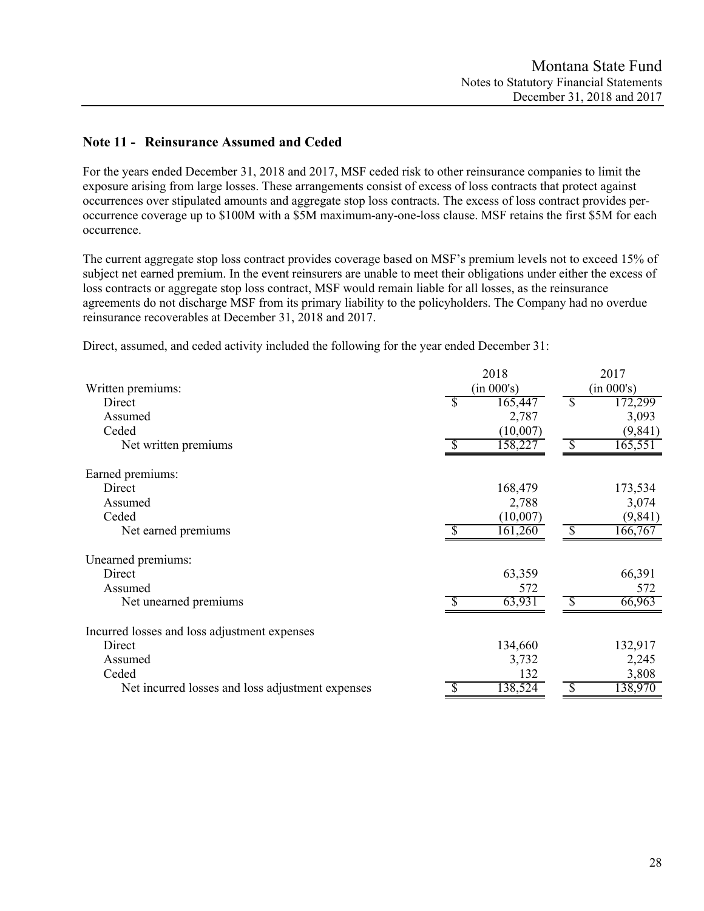## Note 11 - Reinsurance Assumed and Ceded

For the years ended December 31, 2018 and 2017, MSF ceded risk to other reinsurance companies to limit the exposure arising from large losses. These arrangements consist of excess of loss contracts that protect against occurrences over stipulated amounts and aggregate stop loss contracts. The excess of loss contract provides per-occurrence coverage up to $100M with a $5M maximum-any-one-loss clause. MSF retains the first $5M for each occurrence.

The current aggregate stop loss contract provides coverage based on MSF's premium levels not to exceed 15% of subject net earned premium. In the event reinsurers are unable to meet their obligations under either the excess of loss contracts or aggregate stop loss contract, MSF would remain liable for all losses, as the reinsurance agreements do not discharge MSF from its primary liability to the policyholders. The Company had no overdue reinsurance recoverables at December 31, 2018 and 2017.

Direct, assumed, and ceded activity included the following for the year ended December 31:

| | 2018 (in 000's) | 2017 (in 000's) |
|---|---|---|
| **Written premiums:** | | |
| Direct | $ 165,447 | $ 172,299 |
| Assumed | 2,787 | 3,093 |
| Ceded | (10,007) | (9,841) |
| Net written premiums | $ 158,227 | $ 165,551 |
| **Earned premiums:** | | |
| Direct | 168,479 | 173,534 |
| Assumed | 2,788 | 3,074 |
| Ceded | (10,007) | (9,841) |
| Net earned premiums | $ 161,260 | $ 166,767 |
| **Unearned premiums:** | | |
| Direct | 63,359 | 66,391 |
| Assumed | 572 | 572 |
| Net unearned premiums | $ 63,931 | $ 66,963 |
| **Incurred losses and loss adjustment expenses** | | |
| Direct | 134,660 | 132,917 |
| Assumed | 3,732 | 2,245 |
| Ceded | 132 | 3,808 |
| Net incurred losses and loss adjustment expenses | $ 138,524 | $ 138,970 |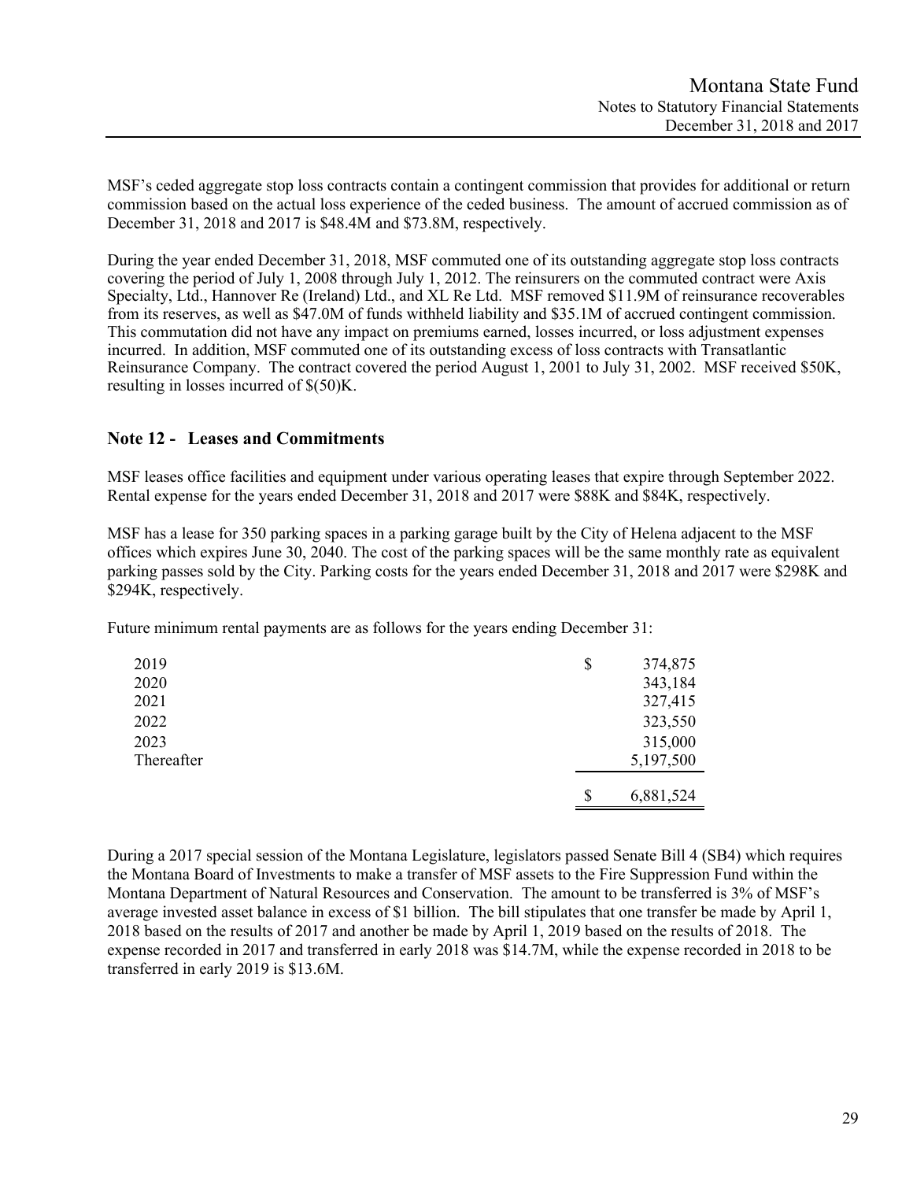MSF's ceded aggregate stop loss contracts contain a contingent commission that provides for additional or return commission based on the actual loss experience of the ceded business. The amount of accrued commission as of December 31, 2018 and 2017 is $48.4M and $73.8M, respectively.

During the year ended December 31, 2018, MSF commuted one of its outstanding aggregate stop loss contracts covering the period of July 1, 2008 through July 1, 2012. The reinsurers on the commuted contract were Axis Specialty, Ltd., Hannover Re (Ireland) Ltd., and XL Re Ltd. MSF removed $11.9M of reinsurance recoverables from its reserves, as well as $47.0M of funds withheld liability and $35.1M of accrued contingent commission. This commutation did not have any impact on premiums earned, losses incurred, or loss adjustment expenses incurred. In addition, MSF commuted one of its outstanding excess of loss contracts with Transatlantic Reinsurance Company. The contract covered the period August 1, 2001 to July 31, 2002. MSF received $50K, resulting in losses incurred of $(50)K.

## Note 12 - Leases and Commitments

MSF leases office facilities and equipment under various operating leases that expire through September 2022. Rental expense for the years ended December 31, 2018 and 2017 were $88K and $84K, respectively.

MSF has a lease for 350 parking spaces in a parking garage built by the City of Helena adjacent to the MSF offices which expires June 30, 2040. The cost of the parking spaces will be the same monthly rate as equivalent parking passes sold by the City. Parking costs for the years ended December 31, 2018 and 2017 were $298K and $294K, respectively.

Future minimum rental payments are as follows for the years ending December 31:

| | |
|---|---|
| 2019 | $ 374,875 |
| 2020 | 343,184 |
| 2021 | 327,415 |
| 2022 | 323,550 |
| 2023 | 315,000 |
| Thereafter | 5,197,500 |
| | $ 6,881,524 |

During a 2017 special session of the Montana Legislature, legislators passed Senate Bill 4 (SB4) which requires the Montana Board of Investments to make a transfer of MSF assets to the Fire Suppression Fund within the Montana Department of Natural Resources and Conservation. The amount to be transferred is 3% of MSF's average invested asset balance in excess of $1 billion. The bill stipulates that one transfer be made by April 1, 2018 based on the results of 2017 and another be made by April 1, 2019 based on the results of 2018. The expense recorded in 2017 and transferred in early 2018 was $14.7M, while the expense recorded in 2018 to be transferred in early 2019 is $13.6M.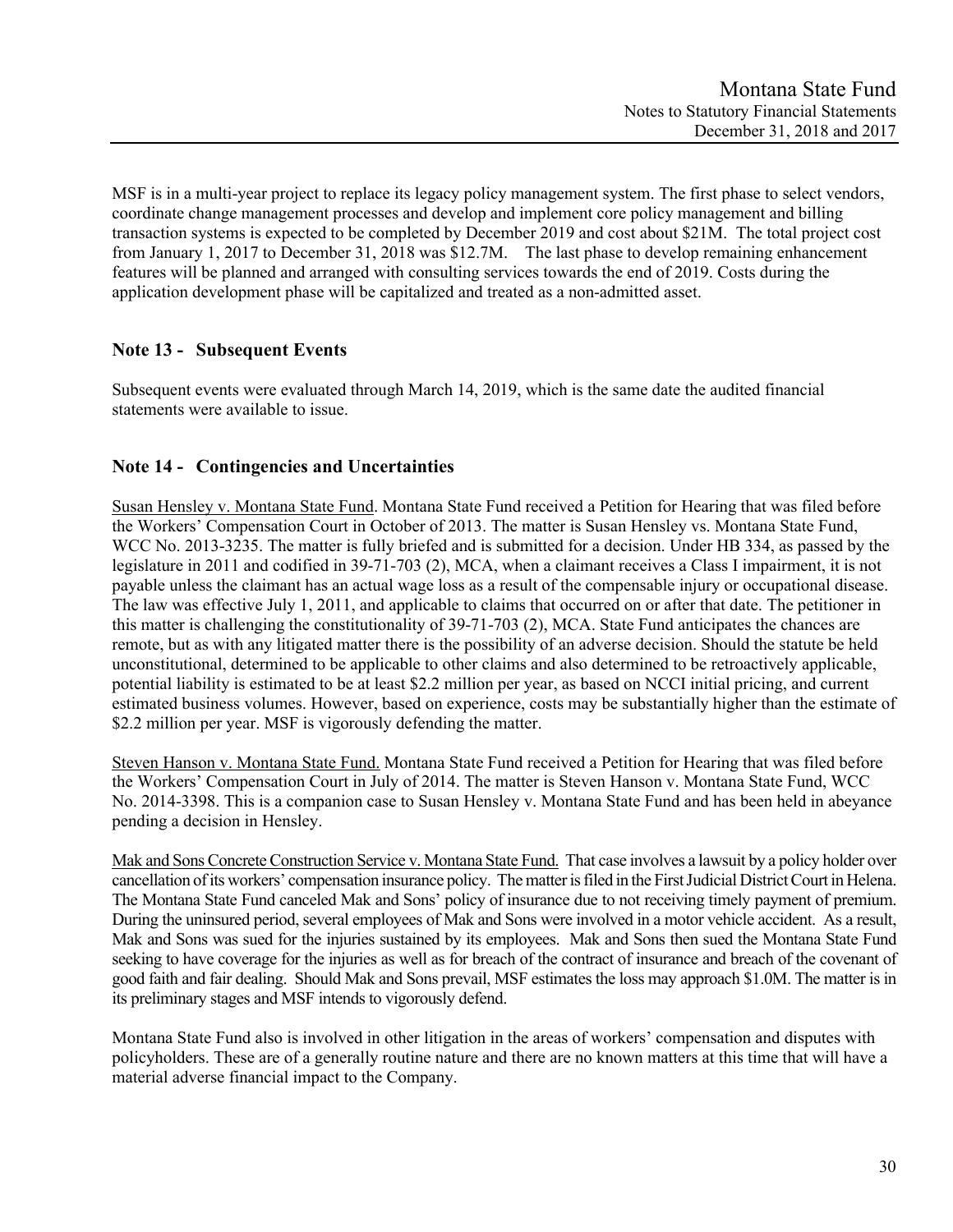MSF is in a multi-year project to replace its legacy policy management system. The first phase to select vendors, coordinate change management processes and develop and implement core policy management and billing transaction systems is expected to be completed by December 2019 and cost about \$21M. The total project cost from January 1, 2017 to December 31, 2018 was \$12.7M. The last phase to develop remaining enhancement features will be planned and arranged with consulting services towards the end of 2019. Costs during the application development phase will be capitalized and treated as a non-admitted asset.

## Note 13 - Subsequent Events

Subsequent events were evaluated through March 14, 2019, which is the same date the audited financial statements were available to issue.

## Note 14 - Contingencies and Uncertainties

Susan Hensley v. Montana State Fund. Montana State Fund received a Petition for Hearing that was filed before the Workers' Compensation Court in October of 2013. The matter is Susan Hensley vs. Montana State Fund, WCC No. 2013-3235. The matter is fully briefed and is submitted for a decision. Under HB 334, as passed by the legislature in 2011 and codified in 39-71-703 (2), MCA, when a claimant receives a Class I impairment, it is not payable unless the claimant has an actual wage loss as a result of the compensable injury or occupational disease. The law was effective July 1, 2011, and applicable to claims that occurred on or after that date. The petitioner in this matter is challenging the constitutionality of 39-71-703 (2), MCA. State Fund anticipates the chances are remote, but as with any litigated matter there is the possibility of an adverse decision. Should the statute be held unconstitutional, determined to be applicable to other claims and also determined to be retroactively applicable, potential liability is estimated to be at least \$2.2 million per year, as based on NCCI initial pricing, and current estimated business volumes. However, based on experience, costs may be substantially higher than the estimate of \$2.2 million per year. MSF is vigorously defending the matter.

Steven Hanson v. Montana State Fund. Montana State Fund received a Petition for Hearing that was filed before the Workers' Compensation Court in July of 2014. The matter is Steven Hanson v. Montana State Fund, WCC No. 2014-3398. This is a companion case to Susan Hensley v. Montana State Fund and has been held in abeyance pending a decision in Hensley.

Mak and Sons Concrete Construction Service v. Montana State Fund. That case involves a lawsuit by a policy holder over cancellation of its workers' compensation insurance policy. The matter is filed in the First Judicial District Court in Helena. The Montana State Fund canceled Mak and Sons' policy of insurance due to not receiving timely payment of premium. During the uninsured period, several employees of Mak and Sons were involved in a motor vehicle accident. As a result, Mak and Sons was sued for the injuries sustained by its employees. Mak and Sons then sued the Montana State Fund seeking to have coverage for the injuries as well as for breach of the contract of insurance and breach of the covenant of good faith and fair dealing. Should Mak and Sons prevail, MSF estimates the loss may approach \$1.0M. The matter is in its preliminary stages and MSF intends to vigorously defend.

Montana State Fund also is involved in other litigation in the areas of workers' compensation and disputes with policyholders. These are of a generally routine nature and there are no known matters at this time that will have a material adverse financial impact to the Company.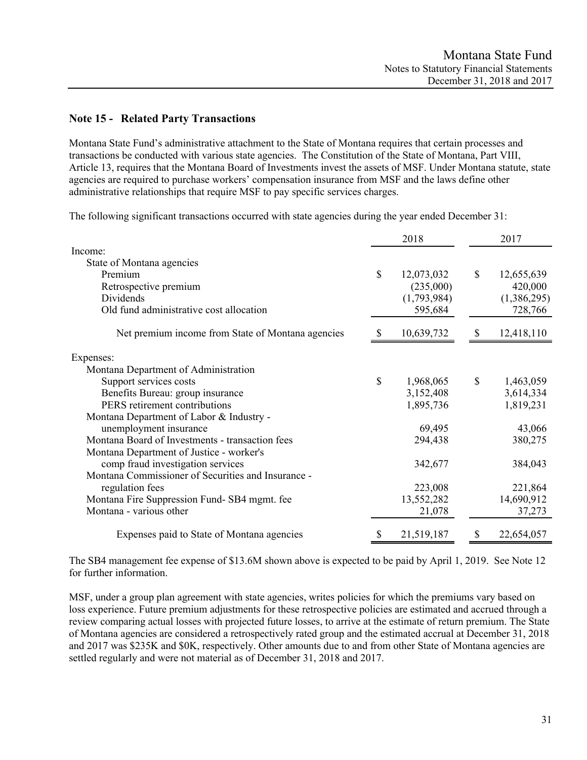## Note 15 - Related Party Transactions

Montana State Fund's administrative attachment to the State of Montana requires that certain processes and transactions be conducted with various state agencies. The Constitution of the State of Montana, Part VIII, Article 13, requires that the Montana Board of Investments invest the assets of MSF. Under Montana statute, state agencies are required to purchase workers' compensation insurance from MSF and the laws define other administrative relationships that require MSF to pay specific services charges.

The following significant transactions occurred with state agencies during the year ended December 31:

| | 2018 | 2017 |
|---|---|---|
| Income: | | |
| State of Montana agencies | | |
| Premium | $ 12,073,032 | $ 12,655,639 |
| Retrospective premium | (235,000) | 420,000 |
| Dividends | (1,793,984) | (1,386,295) |
| Old fund administrative cost allocation | 595,684 | 728,766 |
| Net premium income from State of Montana agencies | $ 10,639,732 | $ 12,418,110 |
| Expenses: | | |
| Montana Department of Administration | | |
| Support services costs | $ 1,968,065 | $ 1,463,059 |
| Benefits Bureau: group insurance | 3,152,408 | 3,614,334 |
| PERS retirement contributions | 1,895,736 | 1,819,231 |
| Montana Department of Labor & Industry - unemployment insurance | 69,495 | 43,066 |
| Montana Board of Investments - transaction fees | 294,438 | 380,275 |
| Montana Department of Justice - worker's comp fraud investigation services | 342,677 | 384,043 |
| Montana Commissioner of Securities and Insurance - regulation fees | 223,008 | 221,864 |
| Montana Fire Suppression Fund- SB4 mgmt. fee | 13,552,282 | 14,690,912 |
| Montana - various other | 21,078 | 37,273 |
| Expenses paid to State of Montana agencies | $ 21,519,187 | $ 22,654,057 |

The SB4 management fee expense of $13.6M shown above is expected to be paid by April 1, 2019. See Note 12 for further information.

MSF, under a group plan agreement with state agencies, writes policies for which the premiums vary based on loss experience. Future premium adjustments for these retrospective policies are estimated and accrued through a review comparing actual losses with projected future losses, to arrive at the estimate of return premium. The State of Montana agencies are considered a retrospectively rated group and the estimated accrual at December 31, 2018 and 2017 was $235K and $0K, respectively. Other amounts due to and from other State of Montana agencies are settled regularly and were not material as of December 31, 2018 and 2017.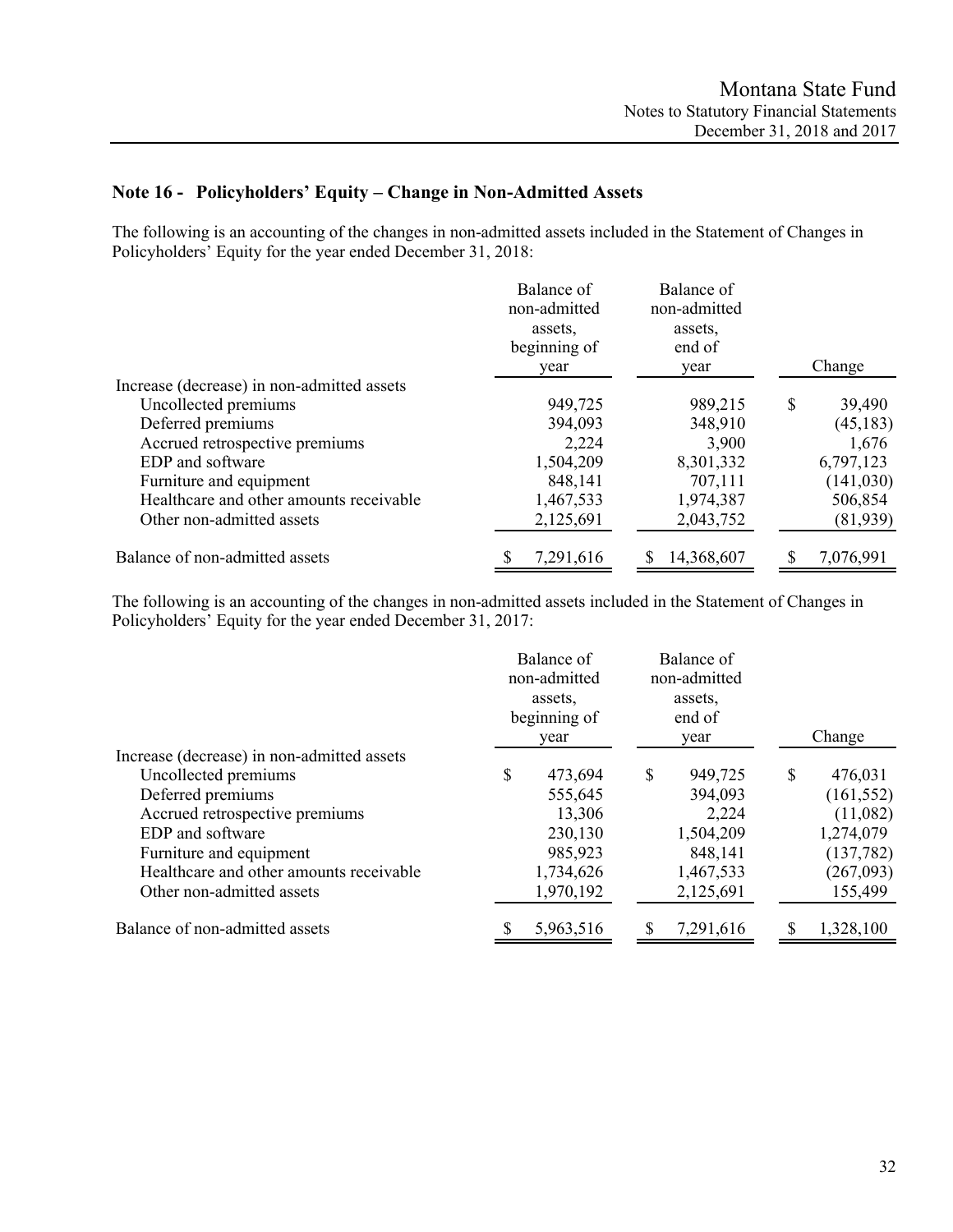## Note 16 - Policyholders' Equity – Change in Non-Admitted Assets

The following is an accounting of the changes in non-admitted assets included in the Statement of Changes in Policyholders' Equity for the year ended December 31, 2018:

| | Balance of non-admitted assets, beginning of year | Balance of non-admitted assets, end of year | Change |
|---|---|---|---|
| Increase (decrease) in non-admitted assets | | | |
| Uncollected premiums | 949,725 | 989,215 | $ 39,490 |
| Deferred premiums | 394,093 | 348,910 | (45,183) |
| Accrued retrospective premiums | 2,224 | 3,900 | 1,676 |
| EDP and software | 1,504,209 | 8,301,332 | 6,797,123 |
| Furniture and equipment | 848,141 | 707,111 | (141,030) |
| Healthcare and other amounts receivable | 1,467,533 | 1,974,387 | 506,854 |
| Other non-admitted assets | 2,125,691 | 2,043,752 | (81,939) |
| Balance of non-admitted assets | $ 7,291,616 | $ 14,368,607 | $ 7,076,991 |

The following is an accounting of the changes in non-admitted assets included in the Statement of Changes in Policyholders' Equity for the year ended December 31, 2017:

| | Balance of non-admitted assets, beginning of year | Balance of non-admitted assets, end of year | Change |
|---|---|---|---|
| Increase (decrease) in non-admitted assets | | | |
| Uncollected premiums | $ 473,694 | $ 949,725 | $ 476,031 |
| Deferred premiums | 555,645 | 394,093 | (161,552) |
| Accrued retrospective premiums | 13,306 | 2,224 | (11,082) |
| EDP and software | 230,130 | 1,504,209 | 1,274,079 |
| Furniture and equipment | 985,923 | 848,141 | (137,782) |
| Healthcare and other amounts receivable | 1,734,626 | 1,467,533 | (267,093) |
| Other non-admitted assets | 1,970,192 | 2,125,691 | 155,499 |
| Balance of non-admitted assets | $ 5,963,516 | $ 7,291,616 | $ 1,328,100 |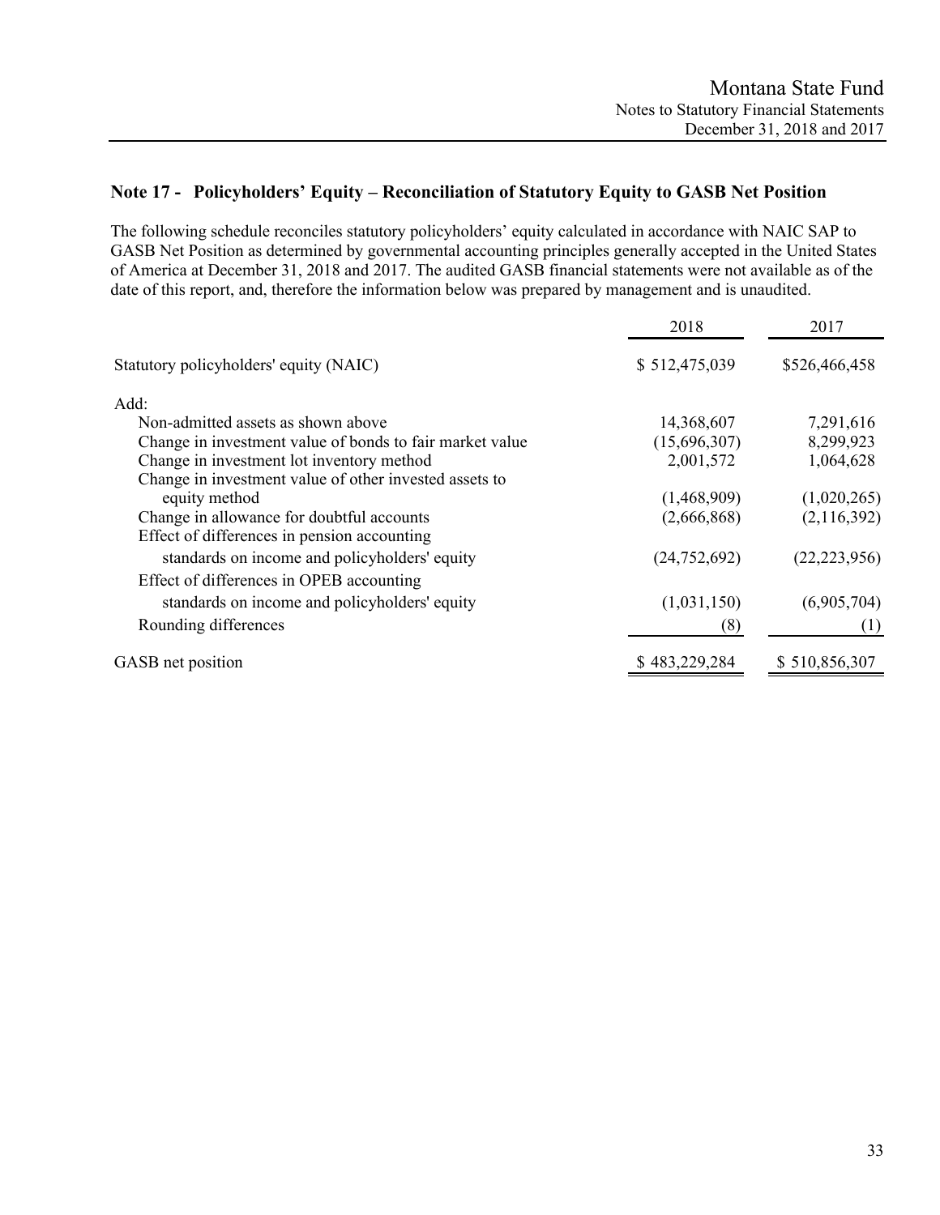## Note 17 - Policyholders' Equity – Reconciliation of Statutory Equity to GASB Net Position

The following schedule reconciles statutory policyholders' equity calculated in accordance with NAIC SAP to GASB Net Position as determined by governmental accounting principles generally accepted in the United States of America at December 31, 2018 and 2017. The audited GASB financial statements were not available as of the date of this report, and, therefore the information below was prepared by management and is unaudited.

| | 2018 | 2017 |
|---|---|---|
| Statutory policyholders' equity (NAIC) | $ 512,475,039 | $526,466,458 |
| Add: | | |
| Non-admitted assets as shown above | 14,368,607 | 7,291,616 |
| Change in investment value of bonds to fair market value | (15,696,307) | 8,299,923 |
| Change in investment lot inventory method | 2,001,572 | 1,064,628 |
| Change in investment value of other invested assets to equity method | (1,468,909) | (1,020,265) |
| Change in allowance for doubtful accounts | (2,666,868) | (2,116,392) |
| Effect of differences in pension accounting standards on income and policyholders' equity | (24,752,692) | (22,223,956) |
| Effect of differences in OPEB accounting standards on income and policyholders' equity | (1,031,150) | (6,905,704) |
| Rounding differences | (8) | (1) |
| GASB net position | $ 483,229,284 | $ 510,856,307 |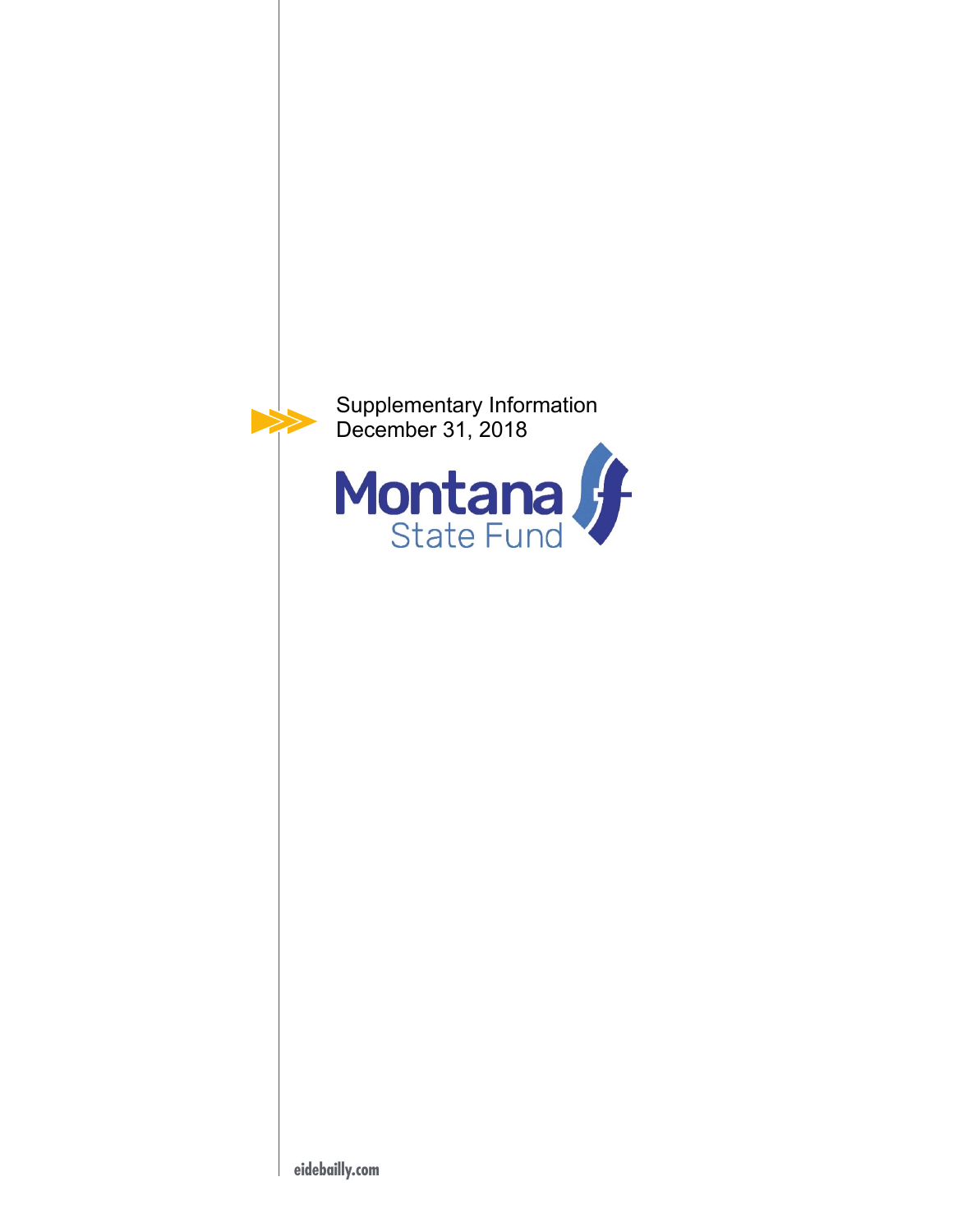Supplementary Information
December 31, 2018

Montana
State Fund

eidebailly.com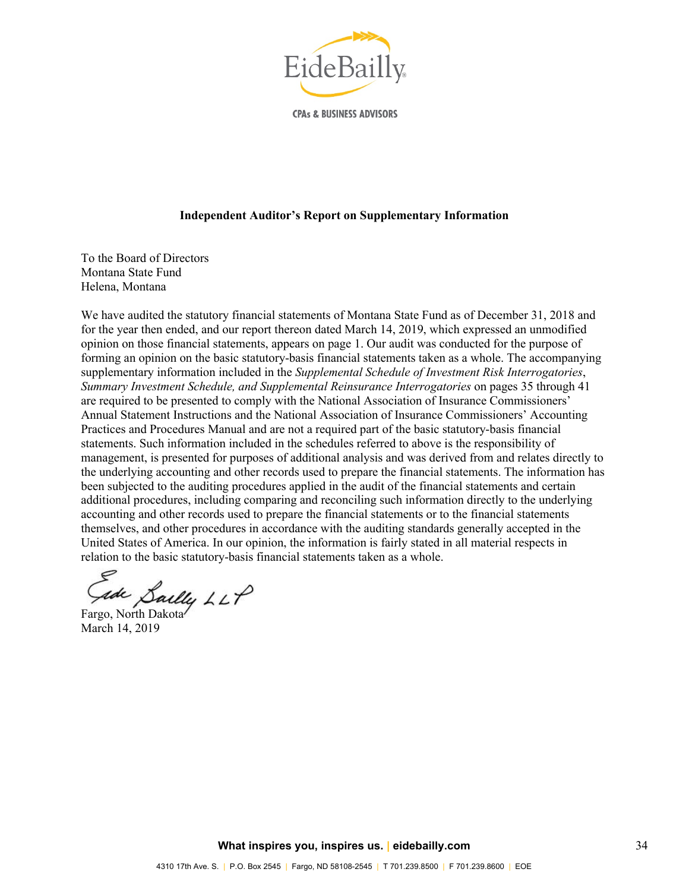EideBailly

CPAs & BUSINESS ADVISORS

**Independent Auditor's Report on Supplementary Information**

To the Board of Directors
Montana State Fund
Helena, Montana

We have audited the statutory financial statements of Montana State Fund as of December 31, 2018 and for the year then ended, and our report thereon dated March 14, 2019, which expressed an unmodified opinion on those financial statements, appears on page 1. Our audit was conducted for the purpose of forming an opinion on the basic statutory-basis financial statements taken as a whole. The accompanying supplementary information included in the *Supplemental Schedule of Investment Risk Interrogatories*, *Summary Investment Schedule, and Supplemental Reinsurance Interrogatories* on pages 35 through 41 are required to be presented to comply with the National Association of Insurance Commissioners' Annual Statement Instructions and the National Association of Insurance Commissioners' Accounting Practices and Procedures Manual and are not a required part of the basic statutory-basis financial statements. Such information included in the schedules referred to above is the responsibility of management, is presented for purposes of additional analysis and was derived from and relates directly to the underlying accounting and other records used to prepare the financial statements. The information has been subjected to the auditing procedures applied in the audit of the financial statements and certain additional procedures, including comparing and reconciling such information directly to the underlying accounting and other records used to prepare the financial statements or to the financial statements themselves, and other procedures in accordance with the auditing standards generally accepted in the United States of America. In our opinion, the information is fairly stated in all material respects in relation to the basic statutory-basis financial statements taken as a whole.

Eide Bailly LLP

Fargo, North Dakota
March 14, 2019

**What inspires you, inspires us.** | **eidebailly.com**

4310 17th Ave. S. | P.O. Box 2545 | Fargo, ND 58108-2545 | T 701.239.8500 | F 701.239.8600 | EOE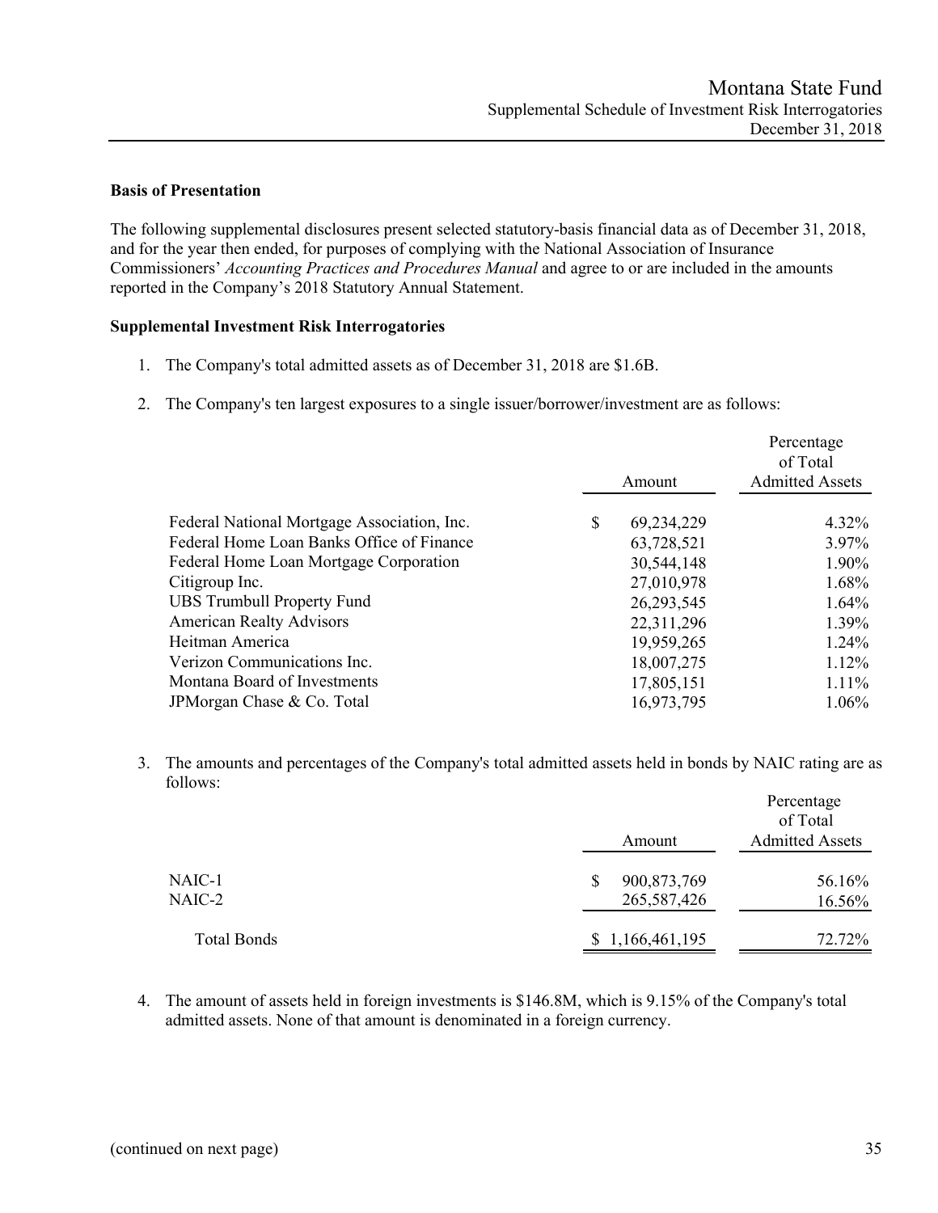## Basis of Presentation

The following supplemental disclosures present selected statutory-basis financial data as of December 31, 2018, and for the year then ended, for purposes of complying with the National Association of Insurance Commissioners' *Accounting Practices and Procedures Manual* and agree to or are included in the amounts reported in the Company's 2018 Statutory Annual Statement.

## Supplemental Investment Risk Interrogatories

1. The Company's total admitted assets as of December 31, 2018 are $1.6B.

2. The Company's ten largest exposures to a single issuer/borrower/investment are as follows:

| | Amount | Percentage of Total Admitted Assets |
|---|---|---|
| Federal National Mortgage Association, Inc. | $ 69,234,229 | 4.32% |
| Federal Home Loan Banks Office of Finance | 63,728,521 | 3.97% |
| Federal Home Loan Mortgage Corporation | 30,544,148 | 1.90% |
| Citigroup Inc. | 27,010,978 | 1.68% |
| UBS Trumbull Property Fund | 26,293,545 | 1.64% |
| American Realty Advisors | 22,311,296 | 1.39% |
| Heitman America | 19,959,265 | 1.24% |
| Verizon Communications Inc. | 18,007,275 | 1.12% |
| Montana Board of Investments | 17,805,151 | 1.11% |
| JPMorgan Chase & Co. Total | 16,973,795 | 1.06% |

3. The amounts and percentages of the Company's total admitted assets held in bonds by NAIC rating are as follows:

| | Amount | Percentage of Total Admitted Assets |
|---|---|---|
| NAIC-1 | $ 900,873,769 | 56.16% |
| NAIC-2 | 265,587,426 | 16.56% |
| Total Bonds | $ 1,166,461,195 | 72.72% |

4. The amount of assets held in foreign investments is $146.8M, which is 9.15% of the Company's total admitted assets. None of that amount is denominated in a foreign currency.

(continued on next page)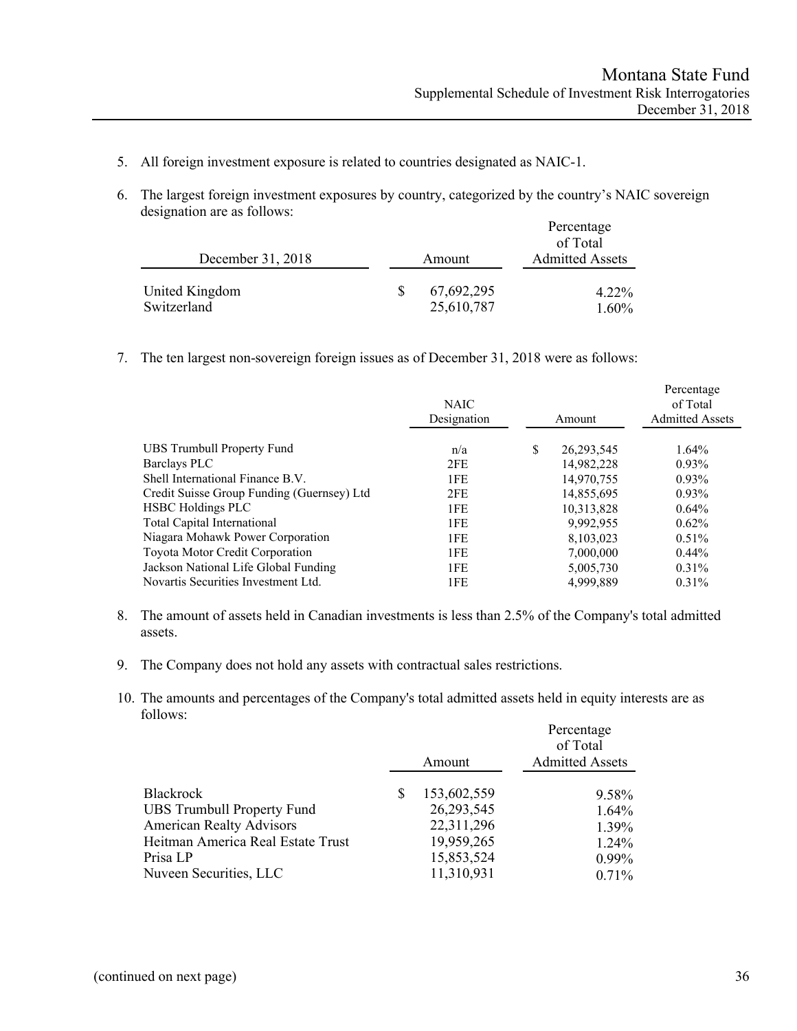5. All foreign investment exposure is related to countries designated as NAIC-1.

6. The largest foreign investment exposures by country, categorized by the country's NAIC sovereign designation are as follows:

| December 31, 2018 | Amount | Percentage of Total Admitted Assets |
|---|---|---|
| United Kingdom | $ 67,692,295 | 4.22% |
| Switzerland | 25,610,787 | 1.60% |

7. The ten largest non-sovereign foreign issues as of December 31, 2018 were as follows:

| | NAIC Designation | Amount | Percentage of Total Admitted Assets |
|---|---|---|---|
| UBS Trumbull Property Fund | n/a | $ 26,293,545 | 1.64% |
| Barclays PLC | 2FE | 14,982,228 | 0.93% |
| Shell International Finance B.V. | 1FE | 14,970,755 | 0.93% |
| Credit Suisse Group Funding (Guernsey) Ltd | 2FE | 14,855,695 | 0.93% |
| HSBC Holdings PLC | 1FE | 10,313,828 | 0.64% |
| Total Capital International | 1FE | 9,992,955 | 0.62% |
| Niagara Mohawk Power Corporation | 1FE | 8,103,023 | 0.51% |
| Toyota Motor Credit Corporation | 1FE | 7,000,000 | 0.44% |
| Jackson National Life Global Funding | 1FE | 5,005,730 | 0.31% |
| Novartis Securities Investment Ltd. | 1FE | 4,999,889 | 0.31% |

8. The amount of assets held in Canadian investments is less than 2.5% of the Company's total admitted assets.

9. The Company does not hold any assets with contractual sales restrictions.

10. The amounts and percentages of the Company's total admitted assets held in equity interests are as follows:

| | Amount | Percentage of Total Admitted Assets |
|---|---|---|
| Blackrock | $ 153,602,559 | 9.58% |
| UBS Trumbull Property Fund | 26,293,545 | 1.64% |
| American Realty Advisors | 22,311,296 | 1.39% |
| Heitman America Real Estate Trust | 19,959,265 | 1.24% |
| Prisa LP | 15,853,524 | 0.99% |
| Nuveen Securities, LLC | 11,310,931 | 0.71% |

(continued on next page)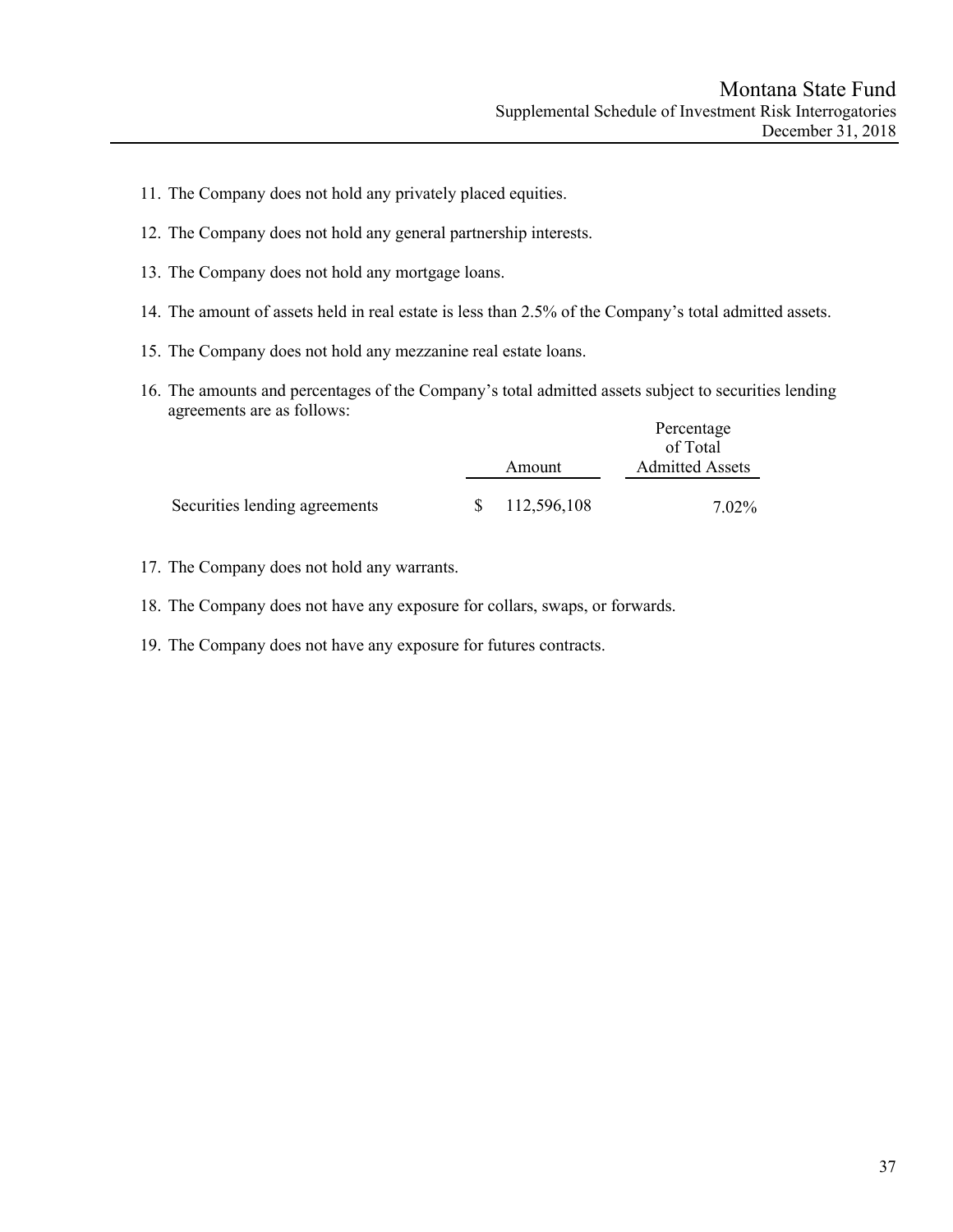11. The Company does not hold any privately placed equities.
12. The Company does not hold any general partnership interests.
13. The Company does not hold any mortgage loans.
14. The amount of assets held in real estate is less than 2.5% of the Company's total admitted assets.
15. The Company does not hold any mezzanine real estate loans.
16. The amounts and percentages of the Company's total admitted assets subject to securities lending agreements are as follows:

| | Amount | Percentage of Total Admitted Assets |
|---|---|---|
| Securities lending agreements | $ 112,596,108 | 7.02% |

17. The Company does not hold any warrants.
18. The Company does not have any exposure for collars, swaps, or forwards.
19. The Company does not have any exposure for futures contracts.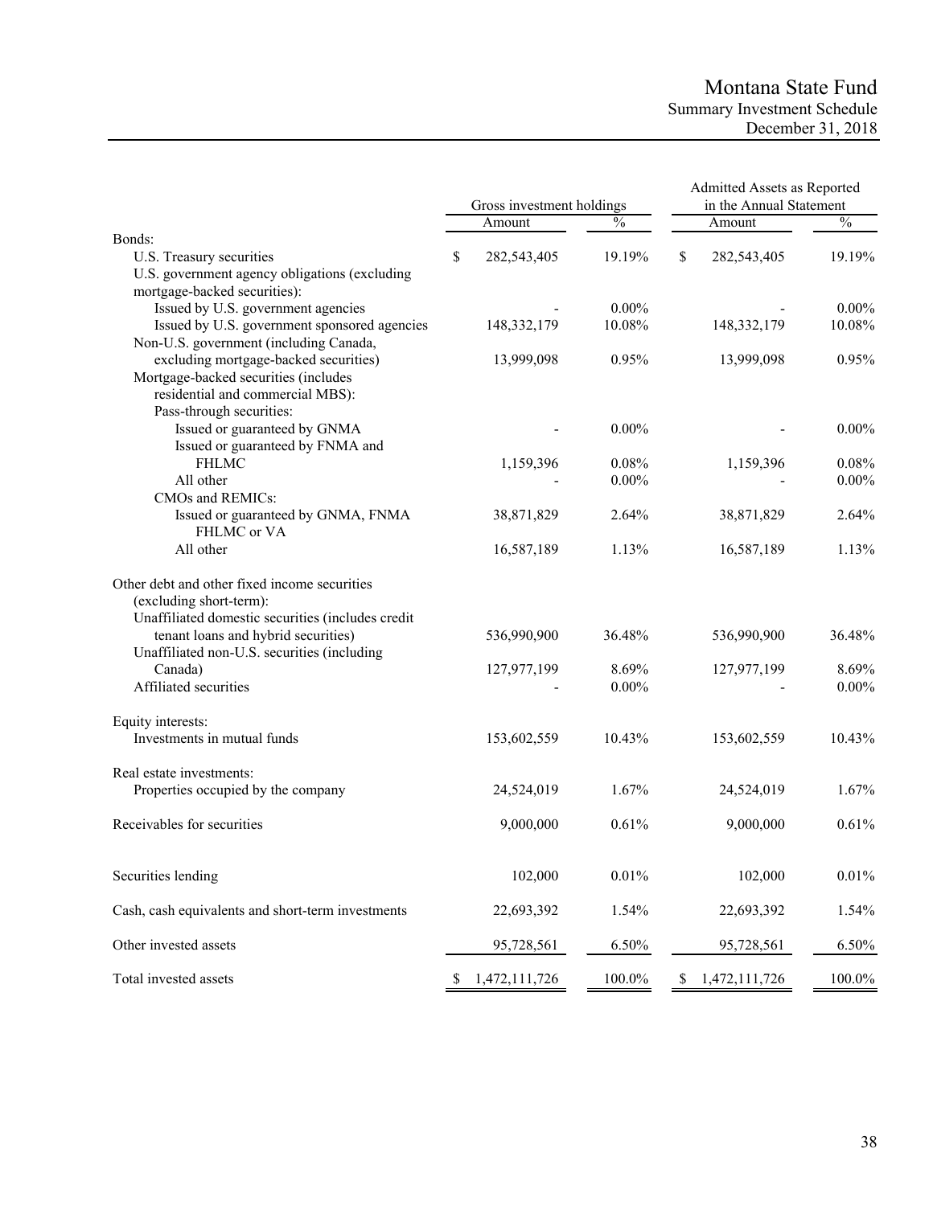# Montana State Fund

## Summary Investment Schedule

### December 31, 2018

| | Gross investment holdings | | Admitted Assets as Reported in the Annual Statement | |
|---|---|---|---|---|
| | Amount | % | Amount | % |
| Bonds: | | | | |
| U.S. Treasury securities | $ 282,543,405 | 19.19% | $ 282,543,405 | 19.19% |
| U.S. government agency obligations (excluding mortgage-backed securities): | | | | |
| Issued by U.S. government agencies | - | 0.00% | - | 0.00% |
| Issued by U.S. government sponsored agencies | 148,332,179 | 10.08% | 148,332,179 | 10.08% |
| Non-U.S. government (including Canada, excluding mortgage-backed securities) | 13,999,098 | 0.95% | 13,999,098 | 0.95% |
| Mortgage-backed securities (includes residential and commercial MBS): | | | | |
| Pass-through securities: | | | | |
| Issued or guaranteed by GNMA | - | 0.00% | - | 0.00% |
| Issued or guaranteed by FNMA and FHLMC | 1,159,396 | 0.08% | 1,159,396 | 0.08% |
| All other | - | 0.00% | - | 0.00% |
| CMOs and REMICs: | | | | |
| Issued or guaranteed by GNMA, FNMA FHLMC or VA | 38,871,829 | 2.64% | 38,871,829 | 2.64% |
| All other | 16,587,189 | 1.13% | 16,587,189 | 1.13% |
| Other debt and other fixed income securities (excluding short-term): | | | | |
| Unaffiliated domestic securities (includes credit tenant loans and hybrid securities) | 536,990,900 | 36.48% | 536,990,900 | 36.48% |
| Unaffiliated non-U.S. securities (including Canada) | 127,977,199 | 8.69% | 127,977,199 | 8.69% |
| Affiliated securities | - | 0.00% | - | 0.00% |
| Equity interests: | | | | |
| Investments in mutual funds | 153,602,559 | 10.43% | 153,602,559 | 10.43% |
| Real estate investments: | | | | |
| Properties occupied by the company | 24,524,019 | 1.67% | 24,524,019 | 1.67% |
| Receivables for securities | 9,000,000 | 0.61% | 9,000,000 | 0.61% |
| Securities lending | 102,000 | 0.01% | 102,000 | 0.01% |
| Cash, cash equivalents and short-term investments | 22,693,392 | 1.54% | 22,693,392 | 1.54% |
| Other invested assets | 95,728,561 | 6.50% | 95,728,561 | 6.50% |
| Total invested assets | $ 1,472,111,726 | 100.0% | $ 1,472,111,726 | 100.0% |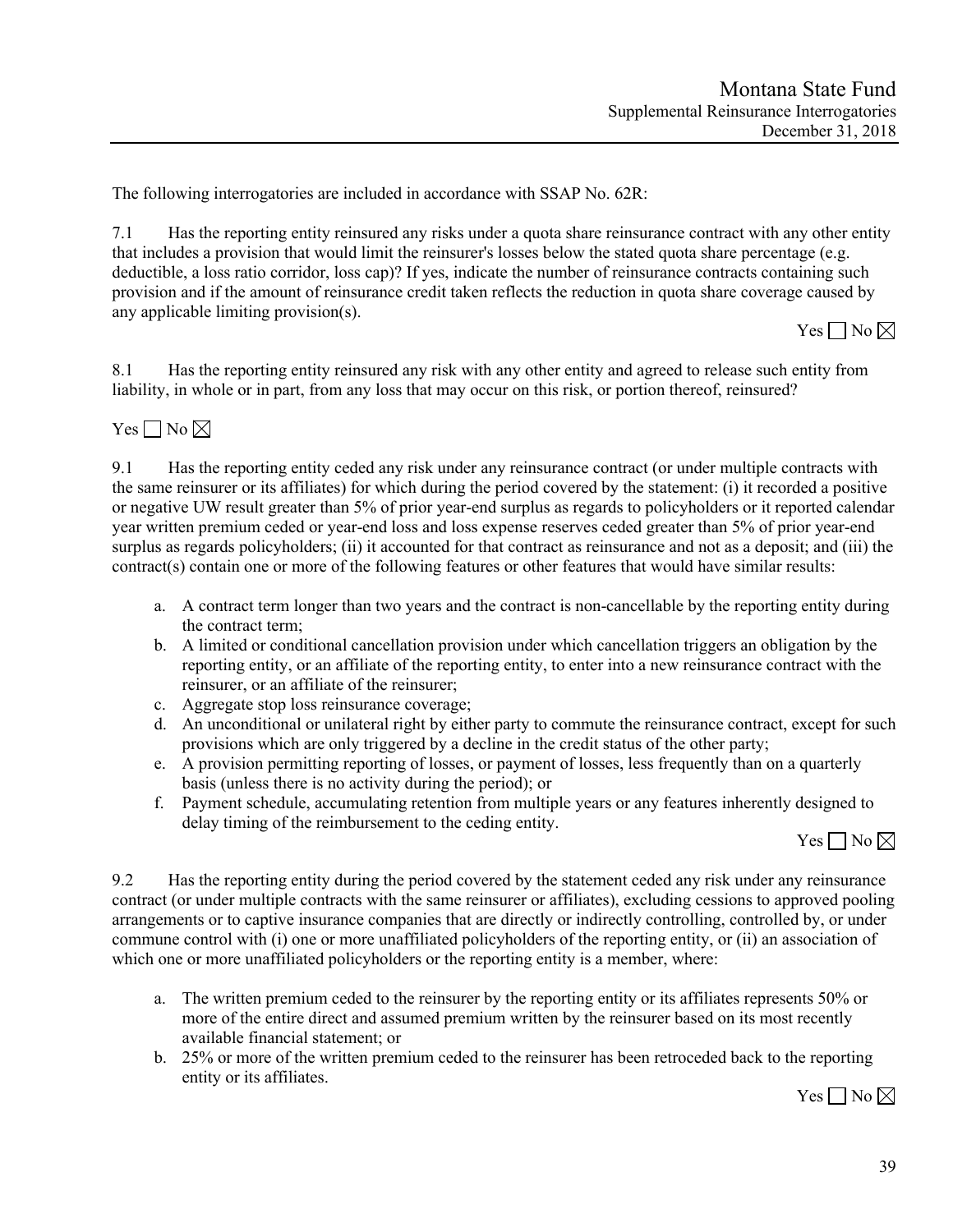The following interrogatories are included in accordance with SSAP No. 62R:

7.1 Has the reporting entity reinsured any risks under a quota share reinsurance contract with any other entity that includes a provision that would limit the reinsurer's losses below the stated quota share percentage (e.g. deductible, a loss ratio corridor, loss cap)? If yes, indicate the number of reinsurance contracts containing such provision and if the amount of reinsurance credit taken reflects the reduction in quota share coverage caused by any applicable limiting provision(s).

Yes ☐ No ☒

8.1 Has the reporting entity reinsured any risk with any other entity and agreed to release such entity from liability, in whole or in part, from any loss that may occur on this risk, or portion thereof, reinsured?

Yes ☐ No ☒

9.1 Has the reporting entity ceded any risk under any reinsurance contract (or under multiple contracts with the same reinsurer or its affiliates) for which during the period covered by the statement: (i) it recorded a positive or negative UW result greater than 5% of prior year-end surplus as regards to policyholders or it reported calendar year written premium ceded or year-end loss and loss expense reserves ceded greater than 5% of prior year-end surplus as regards policyholders; (ii) it accounted for that contract as reinsurance and not as a deposit; and (iii) the contract(s) contain one or more of the following features or other features that would have similar results:

a. A contract term longer than two years and the contract is non-cancellable by the reporting entity during the contract term;
b. A limited or conditional cancellation provision under which cancellation triggers an obligation by the reporting entity, or an affiliate of the reporting entity, to enter into a new reinsurance contract with the reinsurer, or an affiliate of the reinsurer;
c. Aggregate stop loss reinsurance coverage;
d. An unconditional or unilateral right by either party to commute the reinsurance contract, except for such provisions which are only triggered by a decline in the credit status of the other party;
e. A provision permitting reporting of losses, or payment of losses, less frequently than on a quarterly basis (unless there is no activity during the period); or
f. Payment schedule, accumulating retention from multiple years or any features inherently designed to delay timing of the reimbursement to the ceding entity.

Yes ☐ No ☒

9.2 Has the reporting entity during the period covered by the statement ceded any risk under any reinsurance contract (or under multiple contracts with the same reinsurer or affiliates), excluding cessions to approved pooling arrangements or to captive insurance companies that are directly or indirectly controlling, controlled by, or under commune control with (i) one or more unaffiliated policyholders of the reporting entity, or (ii) an association of which one or more unaffiliated policyholders or the reporting entity is a member, where:

a. The written premium ceded to the reinsurer by the reporting entity or its affiliates represents 50% or more of the entire direct and assumed premium written by the reinsurer based on its most recently available financial statement; or
b. 25% or more of the written premium ceded to the reinsurer has been retroceded back to the reporting entity or its affiliates.

Yes ☐ No ☒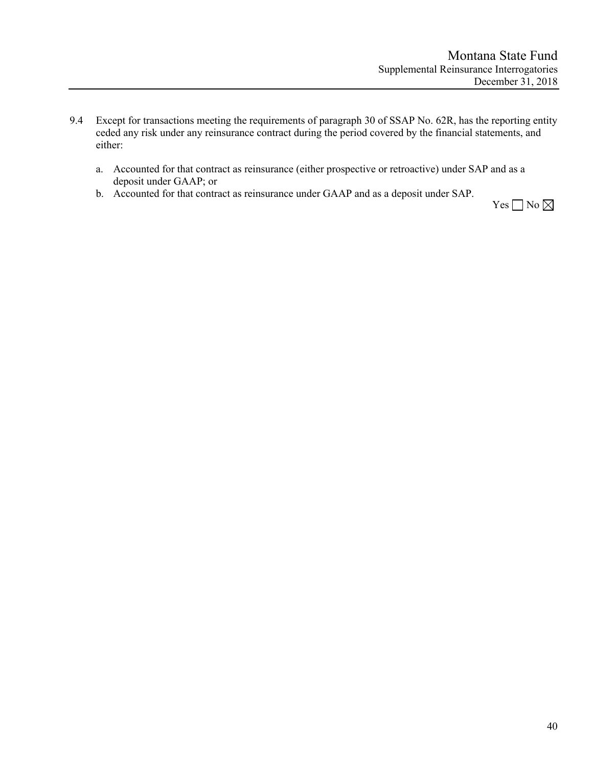9.4 Except for transactions meeting the requirements of paragraph 30 of SSAP No. 62R, has the reporting entity ceded any risk under any reinsurance contract during the period covered by the financial statements, and either:

   a. Accounted for that contract as reinsurance (either prospective or retroactive) under SAP and as a deposit under GAAP; or
   b. Accounted for that contract as reinsurance under GAAP and as a deposit under SAP.

Yes ☐ No ☒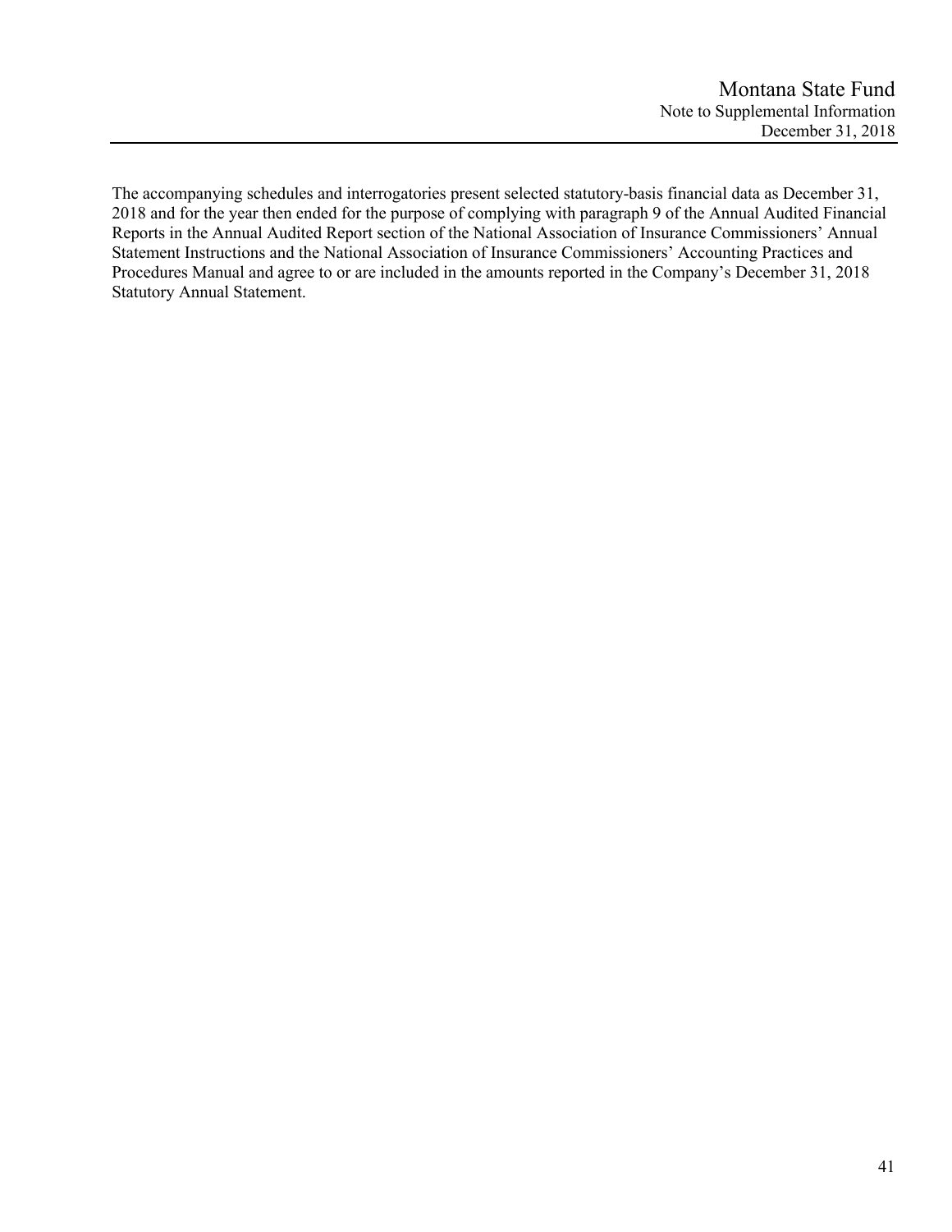The accompanying schedules and interrogatories present selected statutory-basis financial data as December 31, 2018 and for the year then ended for the purpose of complying with paragraph 9 of the Annual Audited Financial Reports in the Annual Audited Report section of the National Association of Insurance Commissioners' Annual Statement Instructions and the National Association of Insurance Commissioners' Accounting Practices and Procedures Manual and agree to or are included in the amounts reported in the Company's December 31, 2018 Statutory Annual Statement.